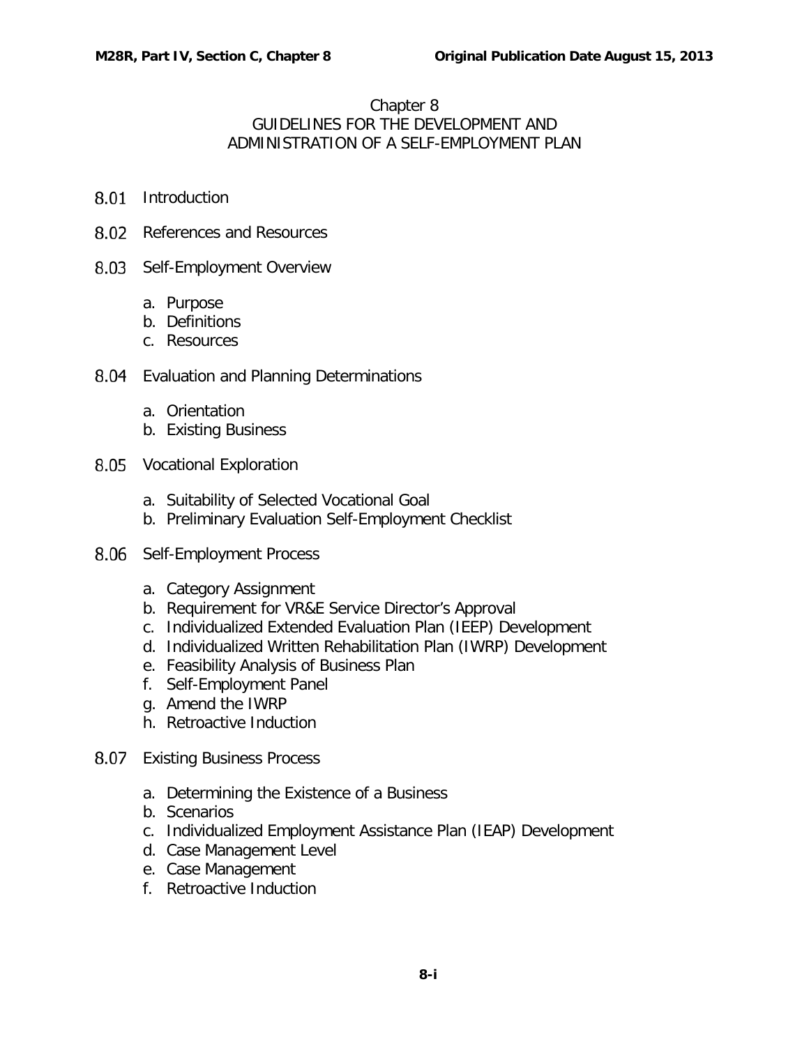# Chapter 8
# GUIDELINES FOR THE DEVELOPMENT AND ADMINISTRATION OF A SELF-EMPLOYMENT PLAN

8.01 Introduction

8.02 References and Resources

8.03 Self-Employment Overview

a. Purpose
b. Definitions
c. Resources

8.04 Evaluation and Planning Determinations

a. Orientation
b. Existing Business

8.05 Vocational Exploration

a. Suitability of Selected Vocational Goal
b. Preliminary Evaluation Self-Employment Checklist

8.06 Self-Employment Process

a. Category Assignment
b. Requirement for VR&E Service Director's Approval
c. Individualized Extended Evaluation Plan (IEEP) Development
d. Individualized Written Rehabilitation Plan (IWRP) Development
e. Feasibility Analysis of Business Plan
f. Self-Employment Panel
g. Amend the IWRP
h. Retroactive Induction

8.07 Existing Business Process

a. Determining the Existence of a Business
b. Scenarios
c. Individualized Employment Assistance Plan (IEAP) Development
d. Case Management Level
e. Case Management
f. Retroactive Induction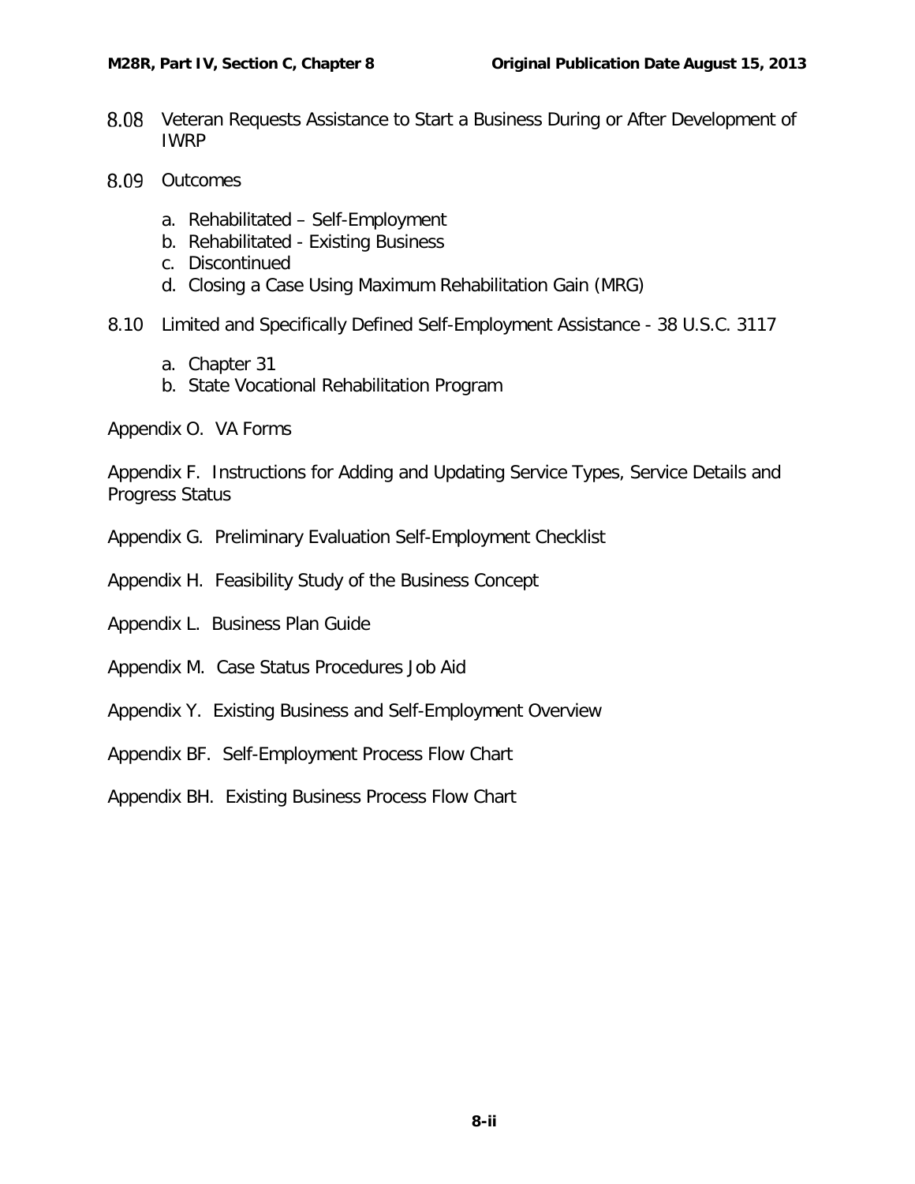8.08 Veteran Requests Assistance to Start a Business During or After Development of IWRP

8.09 Outcomes

a. Rehabilitated – Self-Employment
b. Rehabilitated - Existing Business
c. Discontinued
d. Closing a Case Using Maximum Rehabilitation Gain (MRG)

8.10 Limited and Specifically Defined Self-Employment Assistance - 38 U.S.C. 3117

a. Chapter 31
b. State Vocational Rehabilitation Program

Appendix O. VA Forms

Appendix F. Instructions for Adding and Updating Service Types, Service Details and Progress Status

Appendix G. Preliminary Evaluation Self-Employment Checklist

Appendix H. Feasibility Study of the Business Concept

Appendix L. Business Plan Guide

Appendix M. Case Status Procedures Job Aid

Appendix Y. Existing Business and Self-Employment Overview

Appendix BF. Self-Employment Process Flow Chart

Appendix BH. Existing Business Process Flow Chart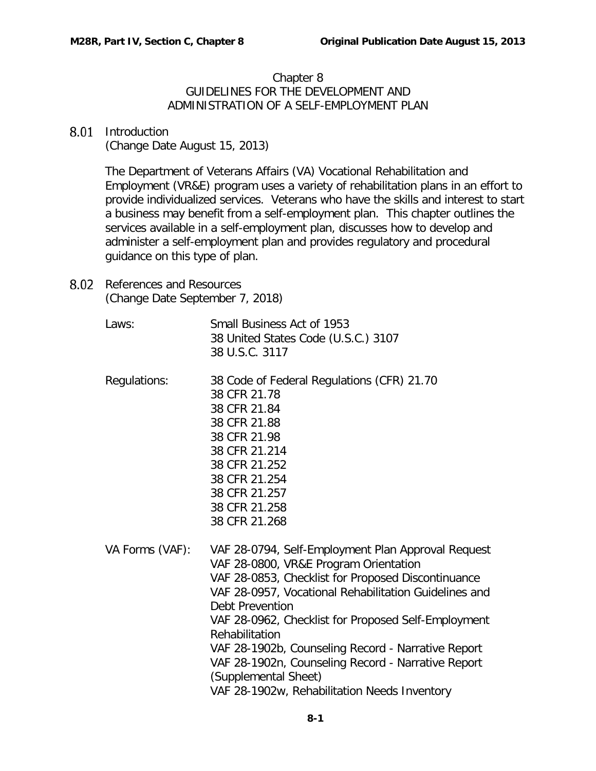# Chapter 8
## GUIDELINES FOR THE DEVELOPMENT AND ADMINISTRATION OF A SELF-EMPLOYMENT PLAN

### 8.01 Introduction
(Change Date August 15, 2013)

The Department of Veterans Affairs (VA) Vocational Rehabilitation and Employment (VR&E) program uses a variety of rehabilitation plans in an effort to provide individualized services. Veterans who have the skills and interest to start a business may benefit from a self-employment plan. This chapter outlines the services available in a self-employment plan, discusses how to develop and administer a self-employment plan and provides regulatory and procedural guidance on this type of plan.

### 8.02 References and Resources
(Change Date September 7, 2018)

| | |
|---|---|
| Laws: | Small Business Act of 1953<br>38 United States Code (U.S.C.) 3107<br>38 U.S.C. 3117 |
| Regulations: | 38 Code of Federal Regulations (CFR) 21.70<br>38 CFR 21.78<br>38 CFR 21.84<br>38 CFR 21.88<br>38 CFR 21.98<br>38 CFR 21.214<br>38 CFR 21.252<br>38 CFR 21.254<br>38 CFR 21.257<br>38 CFR 21.258<br>38 CFR 21.268 |
| VA Forms (VAF): | VAF 28-0794, Self-Employment Plan Approval Request<br>VAF 28-0800, VR&E Program Orientation<br>VAF 28-0853, Checklist for Proposed Discontinuance<br>VAF 28-0957, Vocational Rehabilitation Guidelines and Debt Prevention<br>VAF 28-0962, Checklist for Proposed Self-Employment Rehabilitation<br>VAF 28-1902b, Counseling Record - Narrative Report<br>VAF 28-1902n, Counseling Record - Narrative Report (Supplemental Sheet)<br>VAF 28-1902w, Rehabilitation Needs Inventory |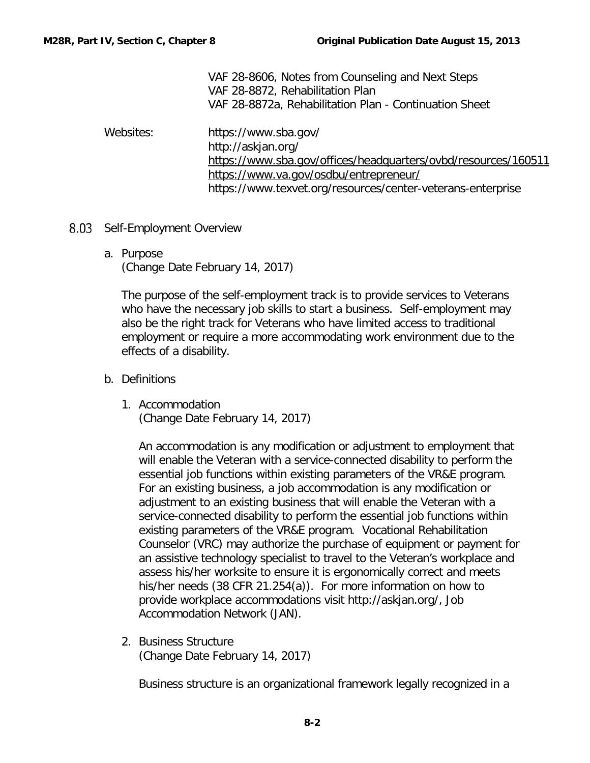VAF 28-8606, Notes from Counseling and Next Steps
VAF 28-8872, Rehabilitation Plan
VAF 28-8872a, Rehabilitation Plan - Continuation Sheet

Websites:
https://www.sba.gov/
http://askjan.org/
https://www.sba.gov/offices/headquarters/ovbd/resources/160511
https://www.va.gov/osdbu/entrepreneur/
https://www.texvet.org/resources/center-veterans-enterprise

## 8.03 Self-Employment Overview

### a. Purpose
(Change Date February 14, 2017)

The purpose of the self-employment track is to provide services to Veterans who have the necessary job skills to start a business. Self-employment may also be the right track for Veterans who have limited access to traditional employment or require a more accommodating work environment due to the effects of a disability.

### b. Definitions

1. Accommodation
(Change Date February 14, 2017)

An accommodation is any modification or adjustment to employment that will enable the Veteran with a service-connected disability to perform the essential job functions within existing parameters of the VR&E program. For an existing business, a job accommodation is any modification or adjustment to an existing business that will enable the Veteran with a service-connected disability to perform the essential job functions within existing parameters of the VR&E program. Vocational Rehabilitation Counselor (VRC) may authorize the purchase of equipment or payment for an assistive technology specialist to travel to the Veteran's workplace and assess his/her worksite to ensure it is ergonomically correct and meets his/her needs (38 CFR 21.254(a)). For more information on how to provide workplace accommodations visit http://askjan.org/, Job Accommodation Network (JAN).

2. Business Structure
(Change Date February 14, 2017)

Business structure is an organizational framework legally recognized in a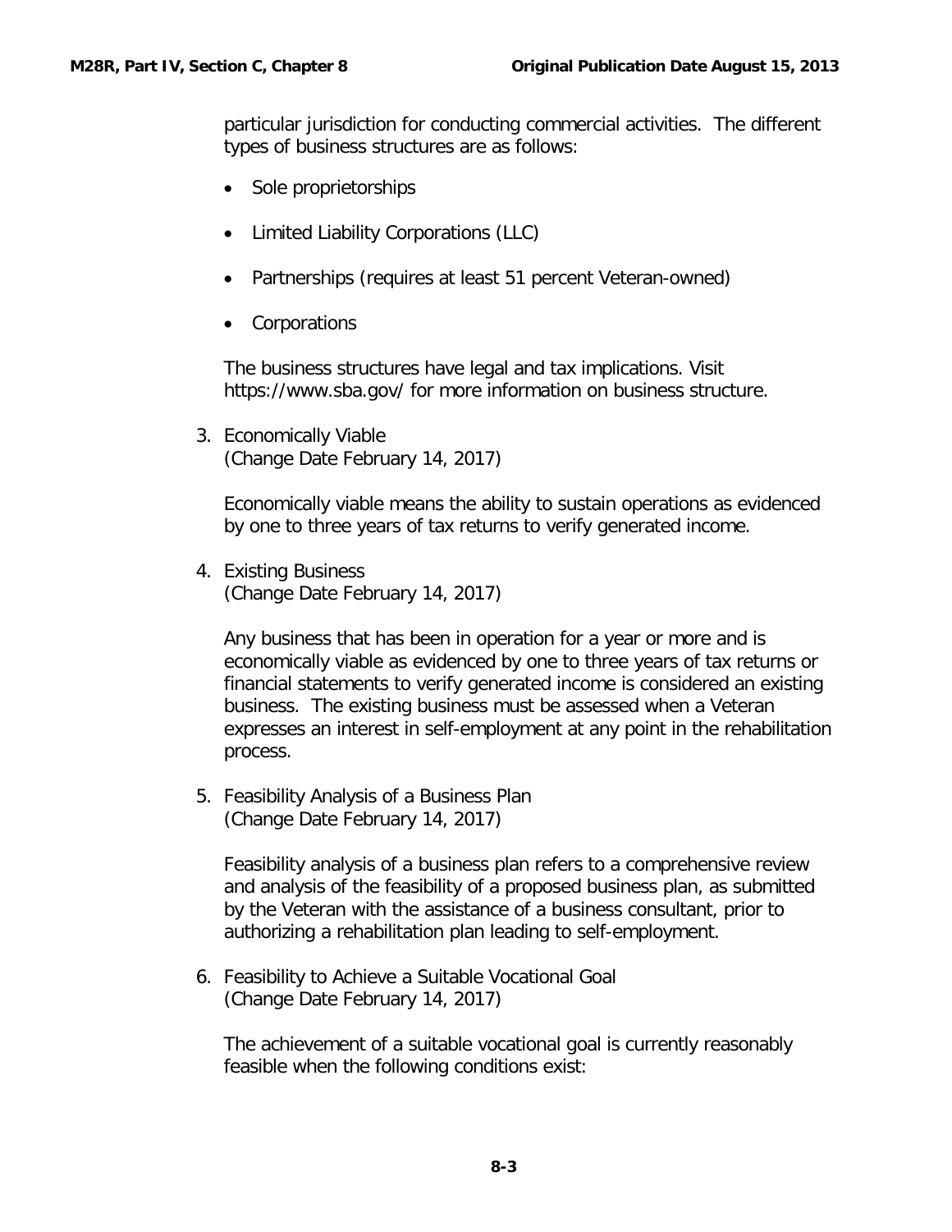particular jurisdiction for conducting commercial activities. The different types of business structures are as follows:

- Sole proprietorships
- Limited Liability Corporations (LLC)
- Partnerships (requires at least 51 percent Veteran-owned)
- Corporations

The business structures have legal and tax implications. Visit https://www.sba.gov/ for more information on business structure.

3. Economically Viable
(Change Date February 14, 2017)

Economically viable means the ability to sustain operations as evidenced by one to three years of tax returns to verify generated income.

4. Existing Business
(Change Date February 14, 2017)

Any business that has been in operation for a year or more and is economically viable as evidenced by one to three years of tax returns or financial statements to verify generated income is considered an existing business. The existing business must be assessed when a Veteran expresses an interest in self-employment at any point in the rehabilitation process.

5. Feasibility Analysis of a Business Plan
(Change Date February 14, 2017)

Feasibility analysis of a business plan refers to a comprehensive review and analysis of the feasibility of a proposed business plan, as submitted by the Veteran with the assistance of a business consultant, prior to authorizing a rehabilitation plan leading to self-employment.

6. Feasibility to Achieve a Suitable Vocational Goal
(Change Date February 14, 2017)

The achievement of a suitable vocational goal is currently reasonably feasible when the following conditions exist: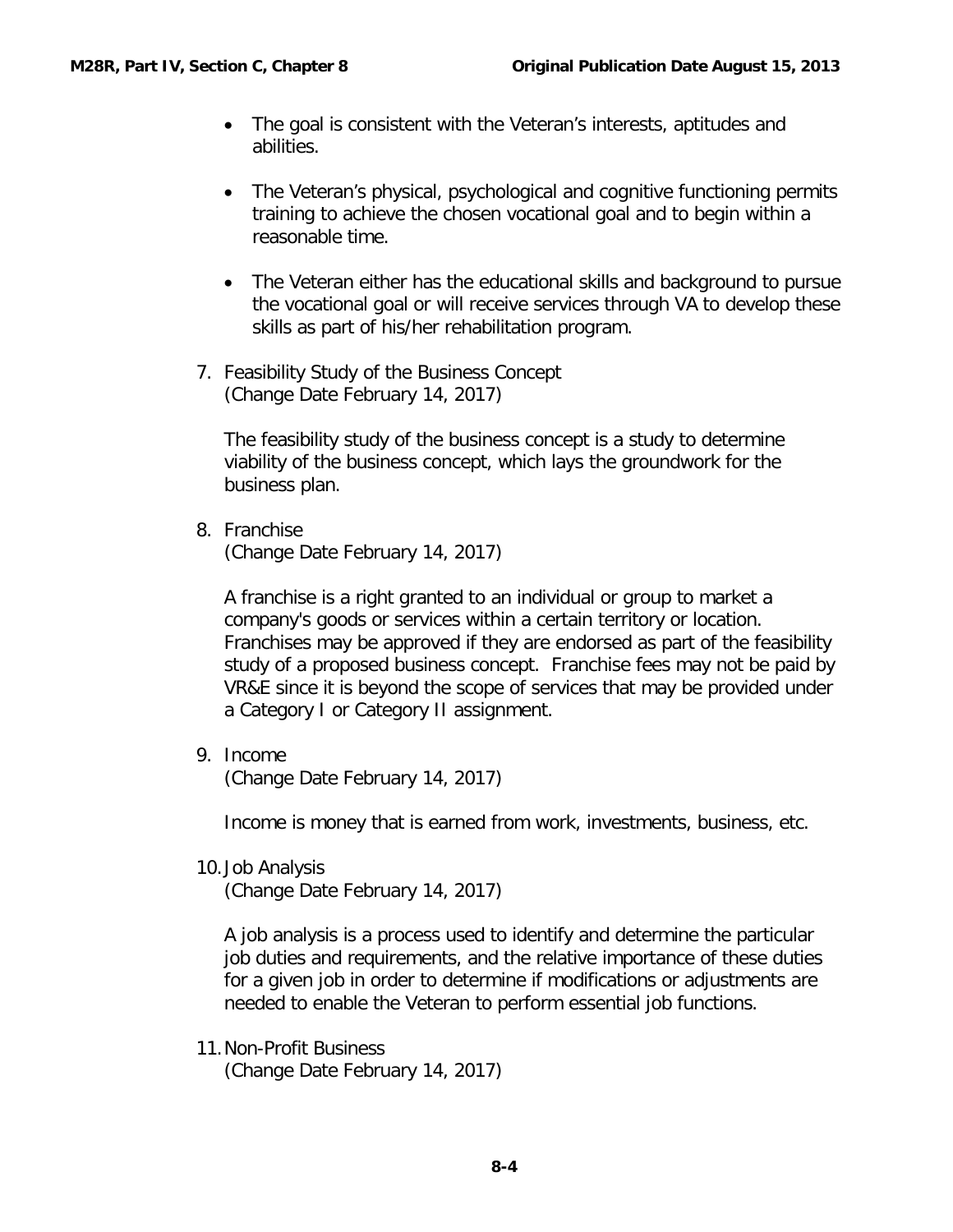- The goal is consistent with the Veteran's interests, aptitudes and abilities.

- The Veteran's physical, psychological and cognitive functioning permits training to achieve the chosen vocational goal and to begin within a reasonable time.

- The Veteran either has the educational skills and background to pursue the vocational goal or will receive services through VA to develop these skills as part of his/her rehabilitation program.

7. Feasibility Study of the Business Concept
   (Change Date February 14, 2017)

   The feasibility study of the business concept is a study to determine viability of the business concept, which lays the groundwork for the business plan.

8. Franchise
   (Change Date February 14, 2017)

   A franchise is a right granted to an individual or group to market a company's goods or services within a certain territory or location. Franchises may be approved if they are endorsed as part of the feasibility study of a proposed business concept. Franchise fees may not be paid by VR&E since it is beyond the scope of services that may be provided under a Category I or Category II assignment.

9. Income
   (Change Date February 14, 2017)

   Income is money that is earned from work, investments, business, etc.

10. Job Analysis
    (Change Date February 14, 2017)

    A job analysis is a process used to identify and determine the particular job duties and requirements, and the relative importance of these duties for a given job in order to determine if modifications or adjustments are needed to enable the Veteran to perform essential job functions.

11. Non-Profit Business
    (Change Date February 14, 2017)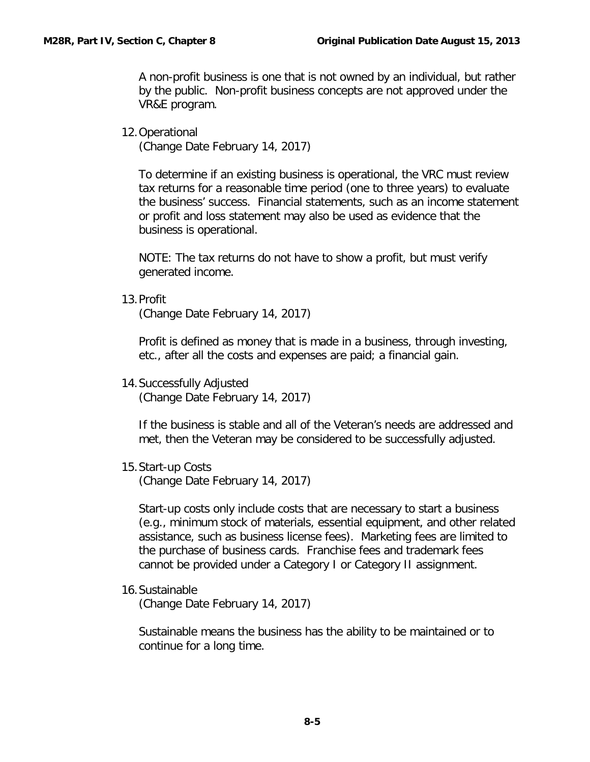A non-profit business is one that is not owned by an individual, but rather by the public. Non-profit business concepts are not approved under the VR&E program.

12. Operational
(Change Date February 14, 2017)

To determine if an existing business is operational, the VRC must review tax returns for a reasonable time period (one to three years) to evaluate the business' success. Financial statements, such as an income statement or profit and loss statement may also be used as evidence that the business is operational.

NOTE: The tax returns do not have to show a profit, but must verify generated income.

13. Profit
(Change Date February 14, 2017)

Profit is defined as money that is made in a business, through investing, etc., after all the costs and expenses are paid; a financial gain.

14. Successfully Adjusted
(Change Date February 14, 2017)

If the business is stable and all of the Veteran's needs are addressed and met, then the Veteran may be considered to be successfully adjusted.

15. Start-up Costs
(Change Date February 14, 2017)

Start-up costs only include costs that are necessary to start a business (e.g., minimum stock of materials, essential equipment, and other related assistance, such as business license fees). Marketing fees are limited to the purchase of business cards. Franchise fees and trademark fees cannot be provided under a Category I or Category II assignment.

16. Sustainable
(Change Date February 14, 2017)

Sustainable means the business has the ability to be maintained or to continue for a long time.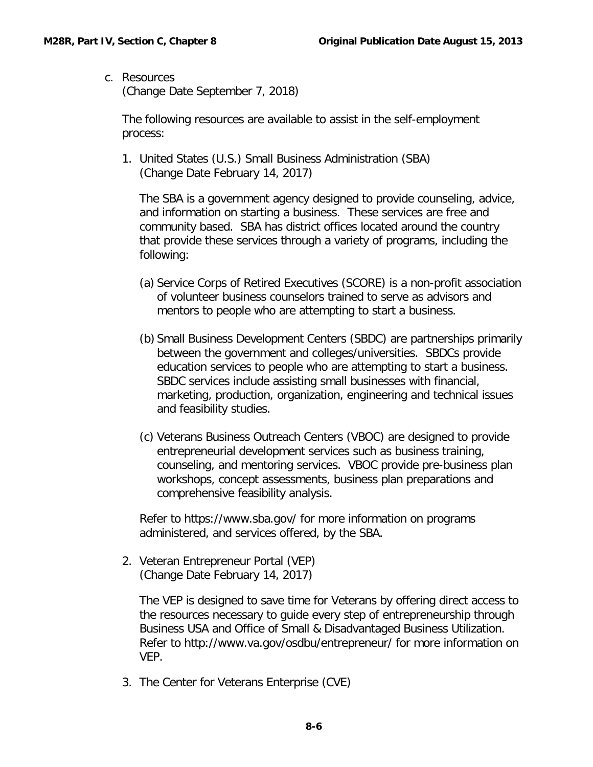c. Resources
(Change Date September 7, 2018)

The following resources are available to assist in the self-employment process:

1. United States (U.S.) Small Business Administration (SBA)
(Change Date February 14, 2017)

The SBA is a government agency designed to provide counseling, advice, and information on starting a business. These services are free and community based. SBA has district offices located around the country that provide these services through a variety of programs, including the following:

(a) Service Corps of Retired Executives (SCORE) is a non-profit association of volunteer business counselors trained to serve as advisors and mentors to people who are attempting to start a business.

(b) Small Business Development Centers (SBDC) are partnerships primarily between the government and colleges/universities. SBDCs provide education services to people who are attempting to start a business. SBDC services include assisting small businesses with financial, marketing, production, organization, engineering and technical issues and feasibility studies.

(c) Veterans Business Outreach Centers (VBOC) are designed to provide entrepreneurial development services such as business training, counseling, and mentoring services. VBOC provide pre-business plan workshops, concept assessments, business plan preparations and comprehensive feasibility analysis.

Refer to https://www.sba.gov/ for more information on programs administered, and services offered, by the SBA.

2. Veteran Entrepreneur Portal (VEP)
(Change Date February 14, 2017)

The VEP is designed to save time for Veterans by offering direct access to the resources necessary to guide every step of entrepreneurship through Business USA and Office of Small & Disadvantaged Business Utilization. Refer to http://www.va.gov/osdbu/entrepreneur/ for more information on VEP.

3. The Center for Veterans Enterprise (CVE)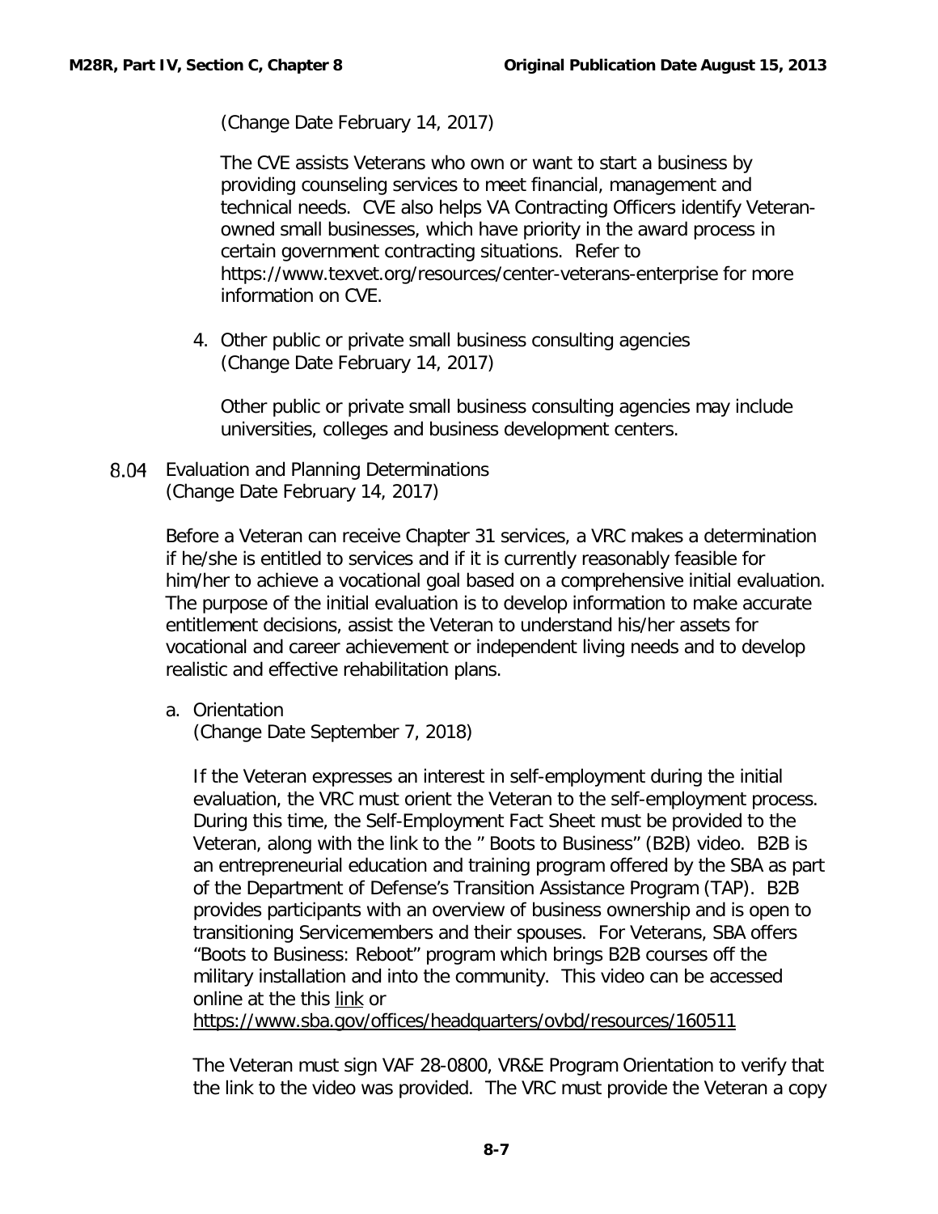(Change Date February 14, 2017)

The CVE assists Veterans who own or want to start a business by providing counseling services to meet financial, management and technical needs. CVE also helps VA Contracting Officers identify Veteran-owned small businesses, which have priority in the award process in certain government contracting situations. Refer to https://www.texvet.org/resources/center-veterans-enterprise for more information on CVE.

4. Other public or private small business consulting agencies
   (Change Date February 14, 2017)

   Other public or private small business consulting agencies may include universities, colleges and business development centers.

## 8.04 Evaluation and Planning Determinations
(Change Date February 14, 2017)

Before a Veteran can receive Chapter 31 services, a VRC makes a determination if he/she is entitled to services and if it is currently reasonably feasible for him/her to achieve a vocational goal based on a comprehensive initial evaluation. The purpose of the initial evaluation is to develop information to make accurate entitlement decisions, assist the Veteran to understand his/her assets for vocational and career achievement or independent living needs and to develop realistic and effective rehabilitation plans.

a. Orientation
   (Change Date September 7, 2018)

   If the Veteran expresses an interest in self-employment during the initial evaluation, the VRC must orient the Veteran to the self-employment process. During this time, the Self-Employment Fact Sheet must be provided to the Veteran, along with the link to the " Boots to Business" (B2B) video. B2B is an entrepreneurial education and training program offered by the SBA as part of the Department of Defense's Transition Assistance Program (TAP). B2B provides participants with an overview of business ownership and is open to transitioning Servicemembers and their spouses. For Veterans, SBA offers "Boots to Business: Reboot" program which brings B2B courses off the military installation and into the community. This video can be accessed online at the this link or https://www.sba.gov/offices/headquarters/ovbd/resources/160511

   The Veteran must sign VAF 28-0800, VR&E Program Orientation to verify that the link to the video was provided. The VRC must provide the Veteran a copy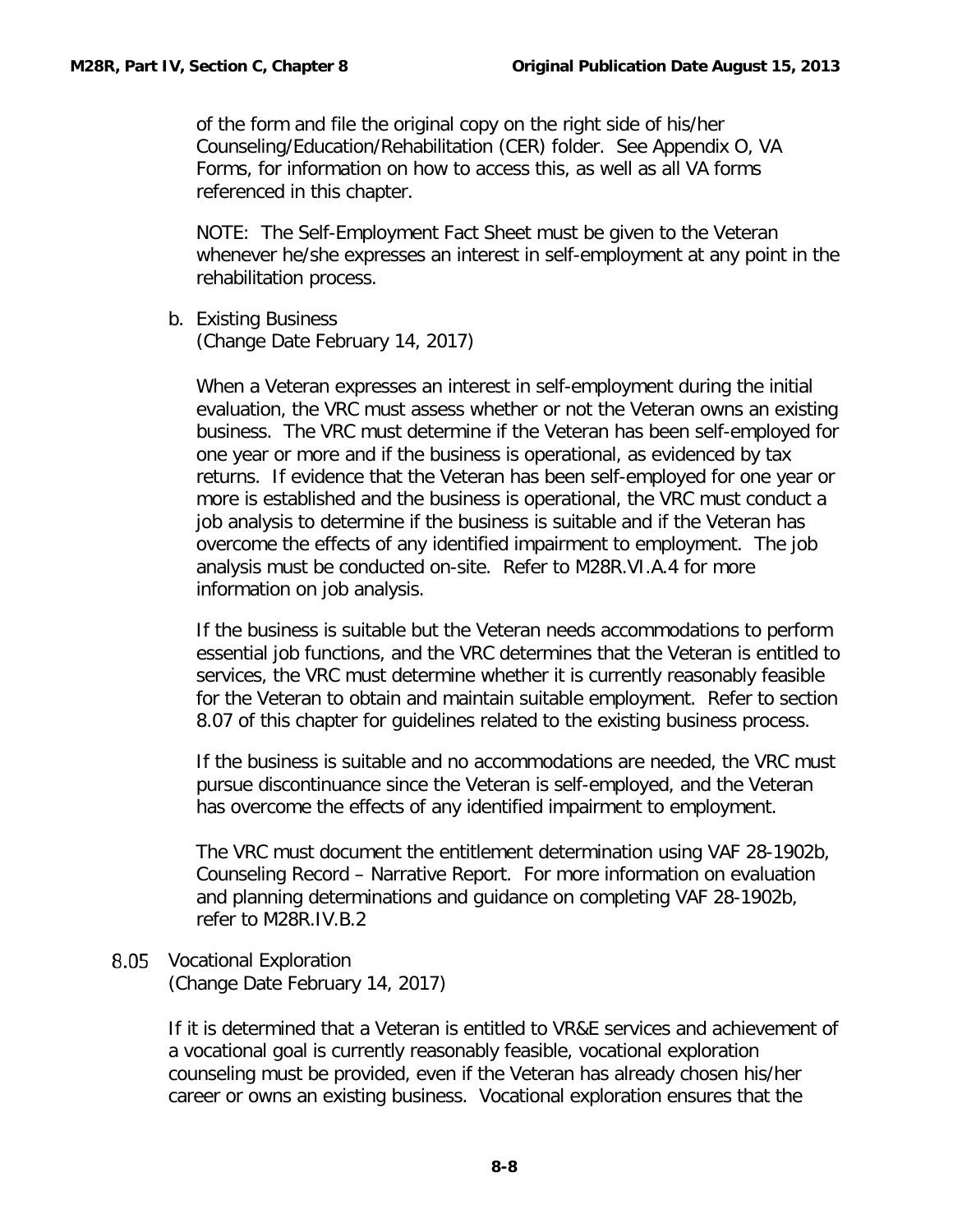of the form and file the original copy on the right side of his/her Counseling/Education/Rehabilitation (CER) folder. See Appendix O, VA Forms, for information on how to access this, as well as all VA forms referenced in this chapter.

NOTE: The Self-Employment Fact Sheet must be given to the Veteran whenever he/she expresses an interest in self-employment at any point in the rehabilitation process.

b. Existing Business
(Change Date February 14, 2017)

When a Veteran expresses an interest in self-employment during the initial evaluation, the VRC must assess whether or not the Veteran owns an existing business. The VRC must determine if the Veteran has been self-employed for one year or more and if the business is operational, as evidenced by tax returns. If evidence that the Veteran has been self-employed for one year or more is established and the business is operational, the VRC must conduct a job analysis to determine if the business is suitable and if the Veteran has overcome the effects of any identified impairment to employment. The job analysis must be conducted on-site. Refer to M28R.VI.A.4 for more information on job analysis.

If the business is suitable but the Veteran needs accommodations to perform essential job functions, and the VRC determines that the Veteran is entitled to services, the VRC must determine whether it is currently reasonably feasible for the Veteran to obtain and maintain suitable employment. Refer to section 8.07 of this chapter for guidelines related to the existing business process.

If the business is suitable and no accommodations are needed, the VRC must pursue discontinuance since the Veteran is self-employed, and the Veteran has overcome the effects of any identified impairment to employment.

The VRC must document the entitlement determination using VAF 28-1902b, Counseling Record – Narrative Report. For more information on evaluation and planning determinations and guidance on completing VAF 28-1902b, refer to M28R.IV.B.2

## 8.05 Vocational Exploration
(Change Date February 14, 2017)

If it is determined that a Veteran is entitled to VR&E services and achievement of a vocational goal is currently reasonably feasible, vocational exploration counseling must be provided, even if the Veteran has already chosen his/her career or owns an existing business. Vocational exploration ensures that the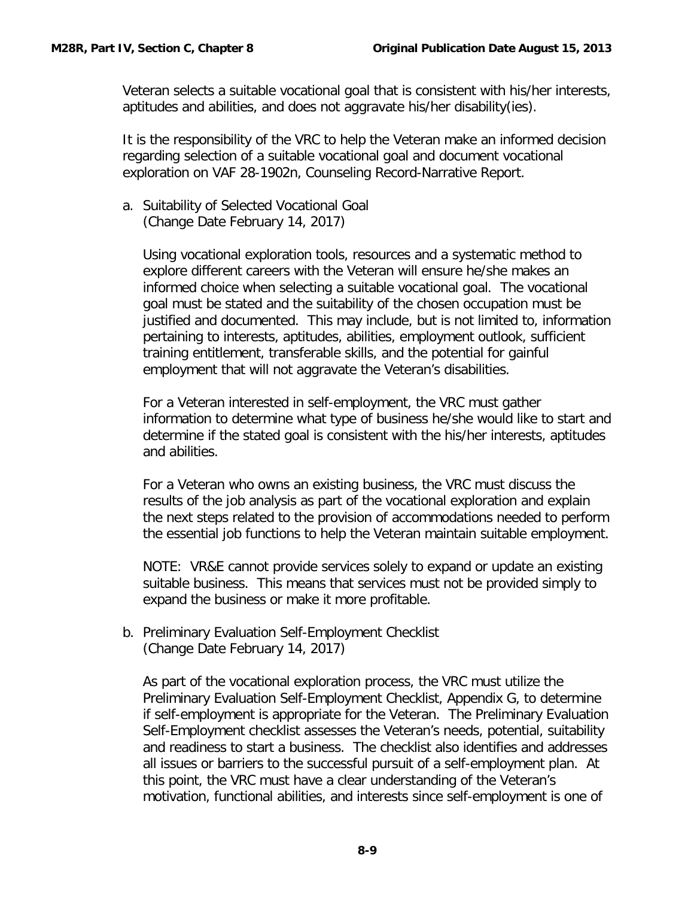Veteran selects a suitable vocational goal that is consistent with his/her interests, aptitudes and abilities, and does not aggravate his/her disability(ies).

It is the responsibility of the VRC to help the Veteran make an informed decision regarding selection of a suitable vocational goal and document vocational exploration on VAF 28-1902n, Counseling Record-Narrative Report.

a. Suitability of Selected Vocational Goal
(Change Date February 14, 2017)

   Using vocational exploration tools, resources and a systematic method to explore different careers with the Veteran will ensure he/she makes an informed choice when selecting a suitable vocational goal. The vocational goal must be stated and the suitability of the chosen occupation must be justified and documented. This may include, but is not limited to, information pertaining to interests, aptitudes, abilities, employment outlook, sufficient training entitlement, transferable skills, and the potential for gainful employment that will not aggravate the Veteran's disabilities.

   For a Veteran interested in self-employment, the VRC must gather information to determine what type of business he/she would like to start and determine if the stated goal is consistent with the his/her interests, aptitudes and abilities.

   For a Veteran who owns an existing business, the VRC must discuss the results of the job analysis as part of the vocational exploration and explain the next steps related to the provision of accommodations needed to perform the essential job functions to help the Veteran maintain suitable employment.

   NOTE: VR&E cannot provide services solely to expand or update an existing suitable business. This means that services must not be provided simply to expand the business or make it more profitable.

b. Preliminary Evaluation Self-Employment Checklist
(Change Date February 14, 2017)

   As part of the vocational exploration process, the VRC must utilize the Preliminary Evaluation Self-Employment Checklist, Appendix G, to determine if self-employment is appropriate for the Veteran. The Preliminary Evaluation Self-Employment checklist assesses the Veteran's needs, potential, suitability and readiness to start a business. The checklist also identifies and addresses all issues or barriers to the successful pursuit of a self-employment plan. At this point, the VRC must have a clear understanding of the Veteran's motivation, functional abilities, and interests since self-employment is one of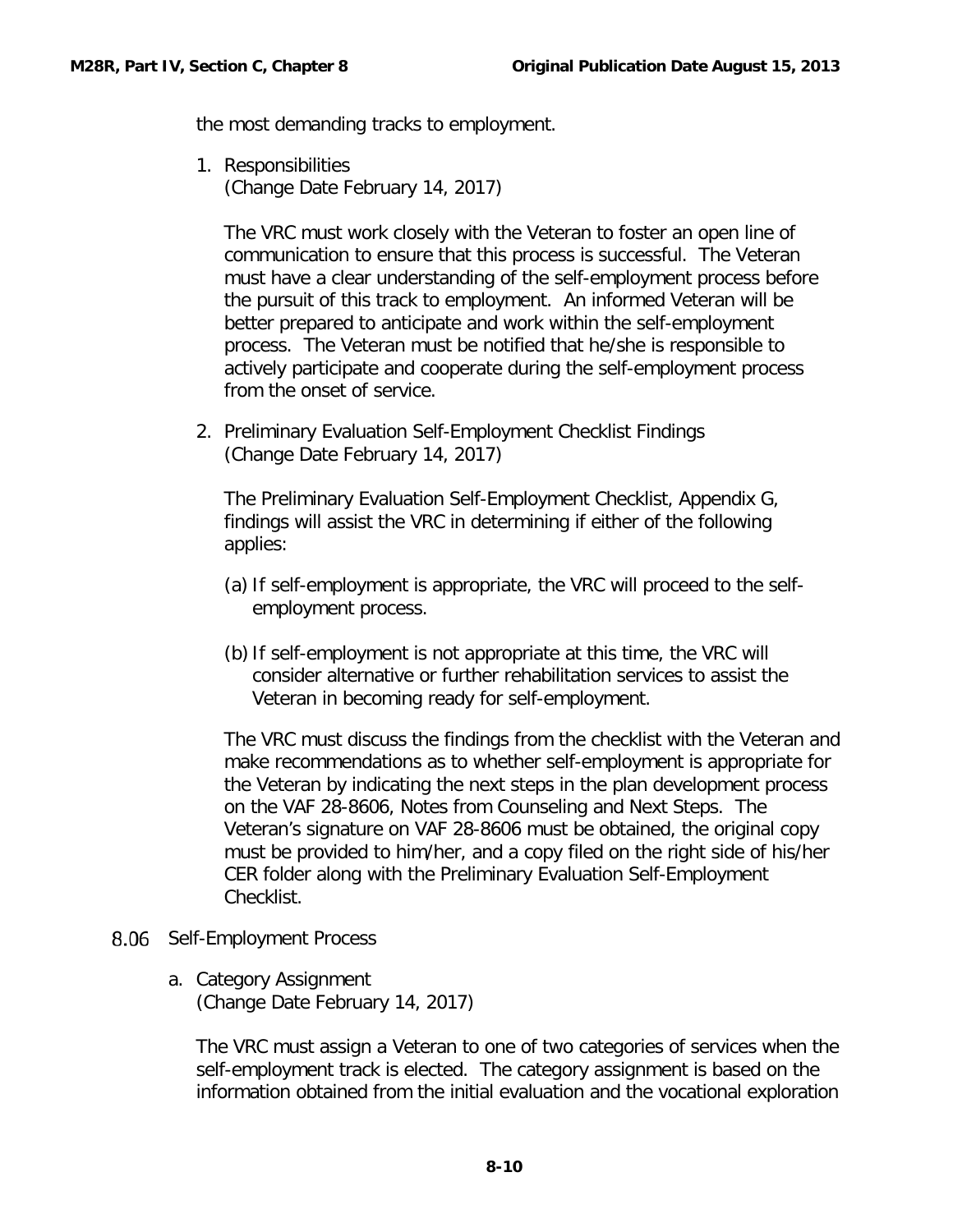the most demanding tracks to employment.

1. Responsibilities
   (Change Date February 14, 2017)

   The VRC must work closely with the Veteran to foster an open line of communication to ensure that this process is successful. The Veteran must have a clear understanding of the self-employment process before the pursuit of this track to employment. An informed Veteran will be better prepared to anticipate and work within the self-employment process. The Veteran must be notified that he/she is responsible to actively participate and cooperate during the self-employment process from the onset of service.

2. Preliminary Evaluation Self-Employment Checklist Findings
   (Change Date February 14, 2017)

   The Preliminary Evaluation Self-Employment Checklist, Appendix G, findings will assist the VRC in determining if either of the following applies:

   (a) If self-employment is appropriate, the VRC will proceed to the self-employment process.

   (b) If self-employment is not appropriate at this time, the VRC will consider alternative or further rehabilitation services to assist the Veteran in becoming ready for self-employment.

   The VRC must discuss the findings from the checklist with the Veteran and make recommendations as to whether self-employment is appropriate for the Veteran by indicating the next steps in the plan development process on the VAF 28-8606, Notes from Counseling and Next Steps. The Veteran's signature on VAF 28-8606 must be obtained, the original copy must be provided to him/her, and a copy filed on the right side of his/her CER folder along with the Preliminary Evaluation Self-Employment Checklist.

## 8.06 Self-Employment Process

a. Category Assignment
   (Change Date February 14, 2017)

   The VRC must assign a Veteran to one of two categories of services when the self-employment track is elected. The category assignment is based on the information obtained from the initial evaluation and the vocational exploration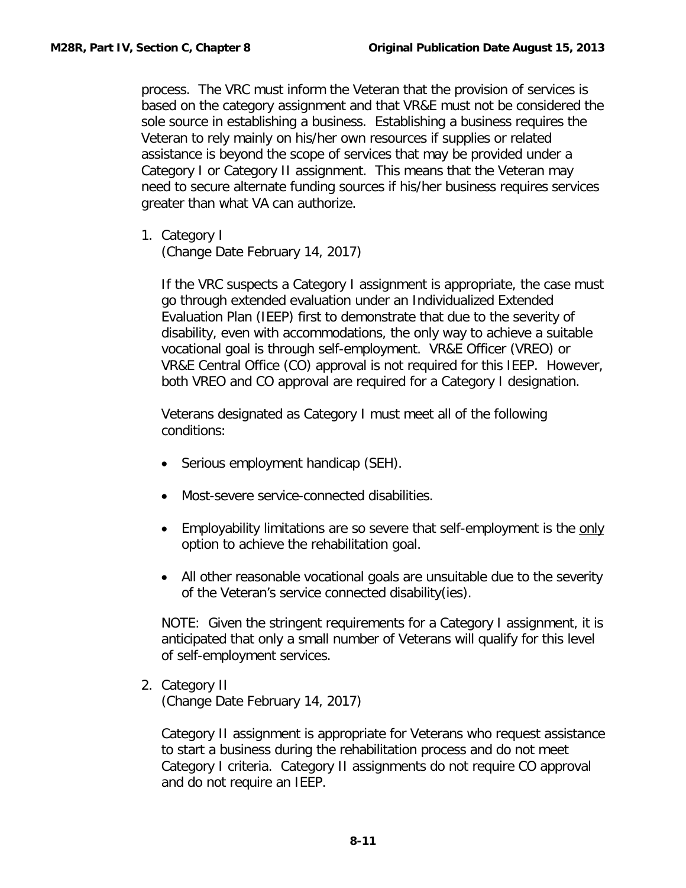process. The VRC must inform the Veteran that the provision of services is based on the category assignment and that VR&E must not be considered the sole source in establishing a business. Establishing a business requires the Veteran to rely mainly on his/her own resources if supplies or related assistance is beyond the scope of services that may be provided under a Category I or Category II assignment. This means that the Veteran may need to secure alternate funding sources if his/her business requires services greater than what VA can authorize.

1. Category I
   (Change Date February 14, 2017)

   If the VRC suspects a Category I assignment is appropriate, the case must go through extended evaluation under an Individualized Extended Evaluation Plan (IEEP) first to demonstrate that due to the severity of disability, even with accommodations, the only way to achieve a suitable vocational goal is through self-employment. VR&E Officer (VREO) or VR&E Central Office (CO) approval is not required for this IEEP. However, both VREO and CO approval are required for a Category I designation.

   Veterans designated as Category I must meet all of the following conditions:

   - Serious employment handicap (SEH).
   - Most-severe service-connected disabilities.
   - Employability limitations are so severe that self-employment is the <u>only</u> option to achieve the rehabilitation goal.
   - All other reasonable vocational goals are unsuitable due to the severity of the Veteran's service connected disability(ies).

   NOTE: Given the stringent requirements for a Category I assignment, it is anticipated that only a small number of Veterans will qualify for this level of self-employment services.

2. Category II
   (Change Date February 14, 2017)

   Category II assignment is appropriate for Veterans who request assistance to start a business during the rehabilitation process and do not meet Category I criteria. Category II assignments do not require CO approval and do not require an IEEP.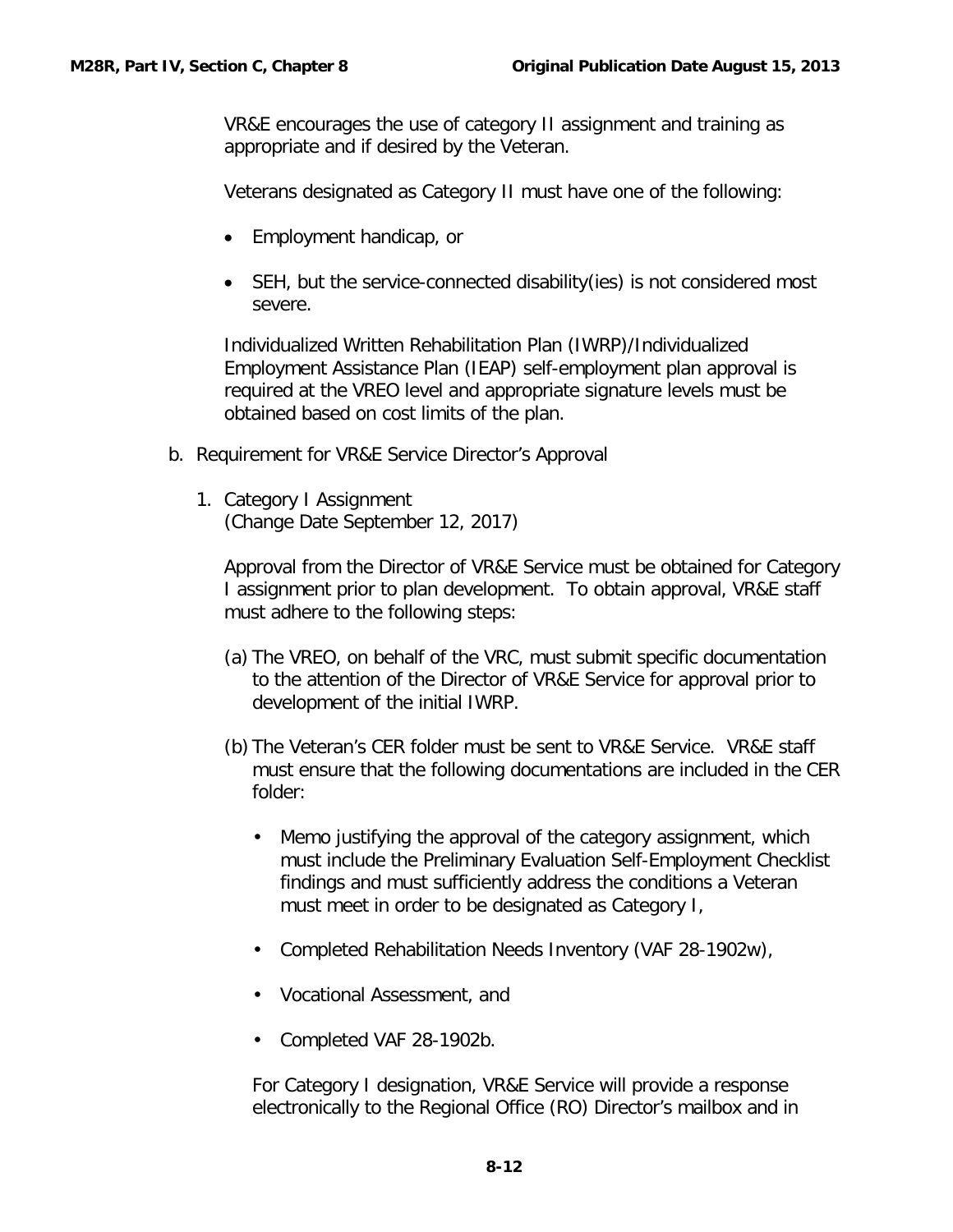VR&E encourages the use of category II assignment and training as appropriate and if desired by the Veteran.

Veterans designated as Category II must have one of the following:

- Employment handicap, or
- SEH, but the service-connected disability(ies) is not considered most severe.

Individualized Written Rehabilitation Plan (IWRP)/Individualized Employment Assistance Plan (IEAP) self-employment plan approval is required at the VREO level and appropriate signature levels must be obtained based on cost limits of the plan.

b. Requirement for VR&E Service Director's Approval

1. Category I Assignment
(Change Date September 12, 2017)

Approval from the Director of VR&E Service must be obtained for Category I assignment prior to plan development. To obtain approval, VR&E staff must adhere to the following steps:

(a) The VREO, on behalf of the VRC, must submit specific documentation to the attention of the Director of VR&E Service for approval prior to development of the initial IWRP.

(b) The Veteran's CER folder must be sent to VR&E Service. VR&E staff must ensure that the following documentations are included in the CER folder:

- Memo justifying the approval of the category assignment, which must include the Preliminary Evaluation Self-Employment Checklist findings and must sufficiently address the conditions a Veteran must meet in order to be designated as Category I,
- Completed Rehabilitation Needs Inventory (VAF 28-1902w),
- Vocational Assessment, and
- Completed VAF 28-1902b.

For Category I designation, VR&E Service will provide a response electronically to the Regional Office (RO) Director's mailbox and in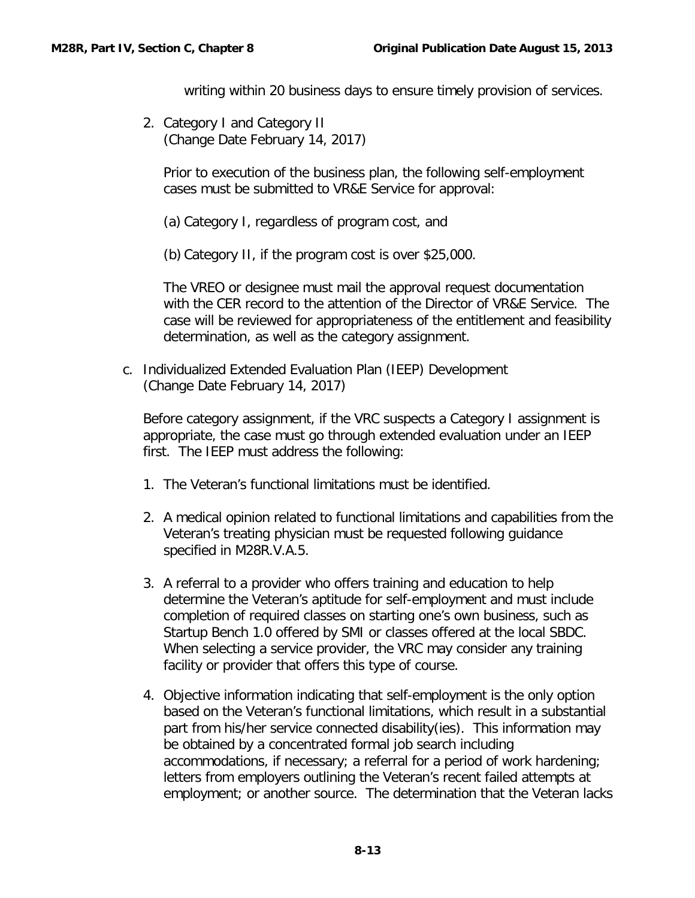writing within 20 business days to ensure timely provision of services.

2. Category I and Category II
   (Change Date February 14, 2017)

   Prior to execution of the business plan, the following self-employment cases must be submitted to VR&E Service for approval:

   (a) Category I, regardless of program cost, and

   (b) Category II, if the program cost is over $25,000.

   The VREO or designee must mail the approval request documentation with the CER record to the attention of the Director of VR&E Service. The case will be reviewed for appropriateness of the entitlement and feasibility determination, as well as the category assignment.

c. Individualized Extended Evaluation Plan (IEEP) Development
   (Change Date February 14, 2017)

   Before category assignment, if the VRC suspects a Category I assignment is appropriate, the case must go through extended evaluation under an IEEP first. The IEEP must address the following:

   1. The Veteran's functional limitations must be identified.

   2. A medical opinion related to functional limitations and capabilities from the Veteran's treating physician must be requested following guidance specified in M28R.V.A.5.

   3. A referral to a provider who offers training and education to help determine the Veteran's aptitude for self-employment and must include completion of required classes on starting one's own business, such as Startup Bench 1.0 offered by SMI or classes offered at the local SBDC. When selecting a service provider, the VRC may consider any training facility or provider that offers this type of course.

   4. Objective information indicating that self-employment is the only option based on the Veteran's functional limitations, which result in a substantial part from his/her service connected disability(ies). This information may be obtained by a concentrated formal job search including accommodations, if necessary; a referral for a period of work hardening; letters from employers outlining the Veteran's recent failed attempts at employment; or another source. The determination that the Veteran lacks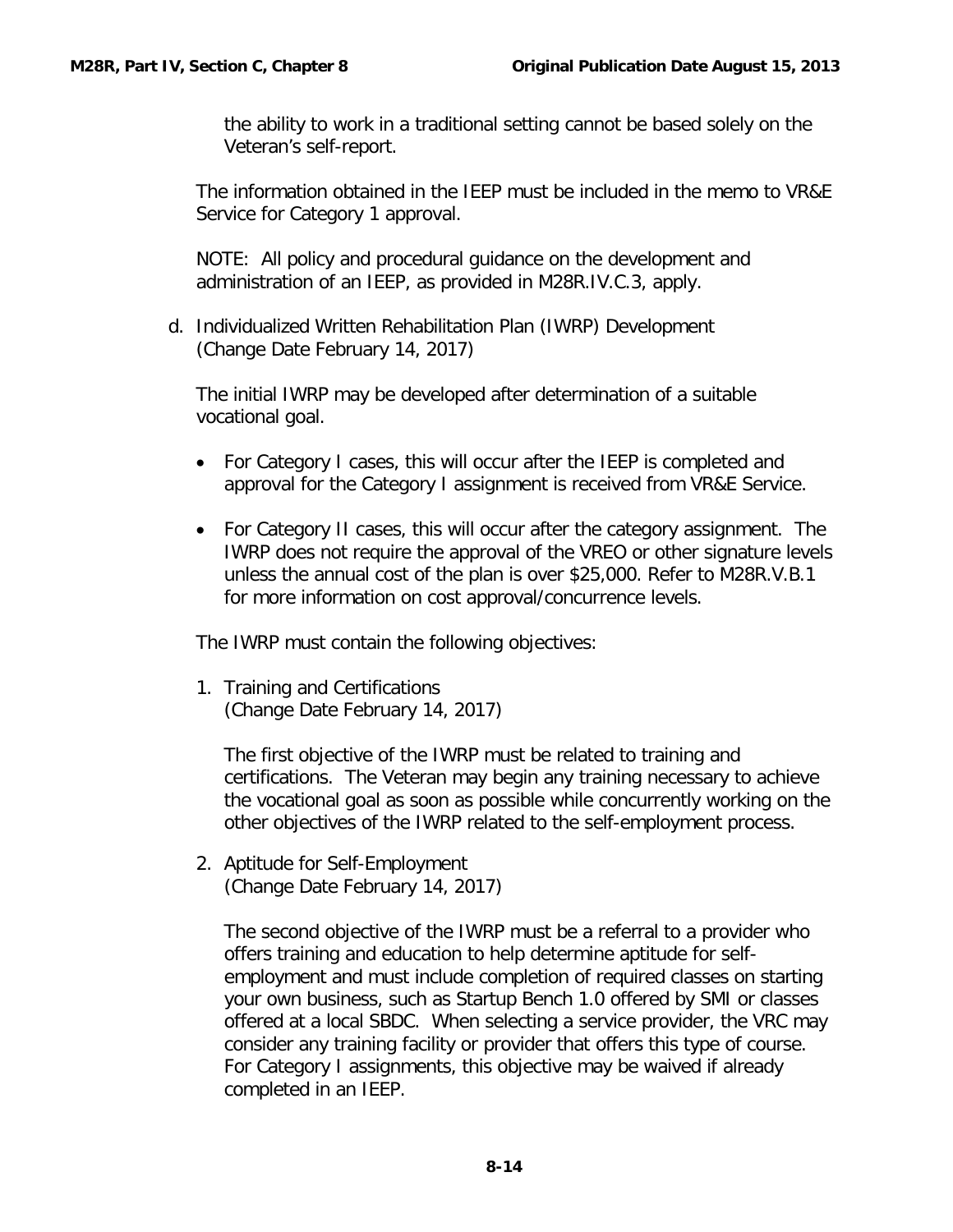the ability to work in a traditional setting cannot be based solely on the Veteran's self-report.

The information obtained in the IEEP must be included in the memo to VR&E Service for Category 1 approval.

NOTE: All policy and procedural guidance on the development and administration of an IEEP, as provided in M28R.IV.C.3, apply.

d. Individualized Written Rehabilitation Plan (IWRP) Development (Change Date February 14, 2017)

The initial IWRP may be developed after determination of a suitable vocational goal.

- For Category I cases, this will occur after the IEEP is completed and approval for the Category I assignment is received from VR&E Service.
- For Category II cases, this will occur after the category assignment. The IWRP does not require the approval of the VREO or other signature levels unless the annual cost of the plan is over $25,000. Refer to M28R.V.B.1 for more information on cost approval/concurrence levels.

The IWRP must contain the following objectives:

1. Training and Certifications (Change Date February 14, 2017)

   The first objective of the IWRP must be related to training and certifications. The Veteran may begin any training necessary to achieve the vocational goal as soon as possible while concurrently working on the other objectives of the IWRP related to the self-employment process.

2. Aptitude for Self-Employment (Change Date February 14, 2017)

   The second objective of the IWRP must be a referral to a provider who offers training and education to help determine aptitude for self-employment and must include completion of required classes on starting your own business, such as Startup Bench 1.0 offered by SMI or classes offered at a local SBDC. When selecting a service provider, the VRC may consider any training facility or provider that offers this type of course. For Category I assignments, this objective may be waived if already completed in an IEEP.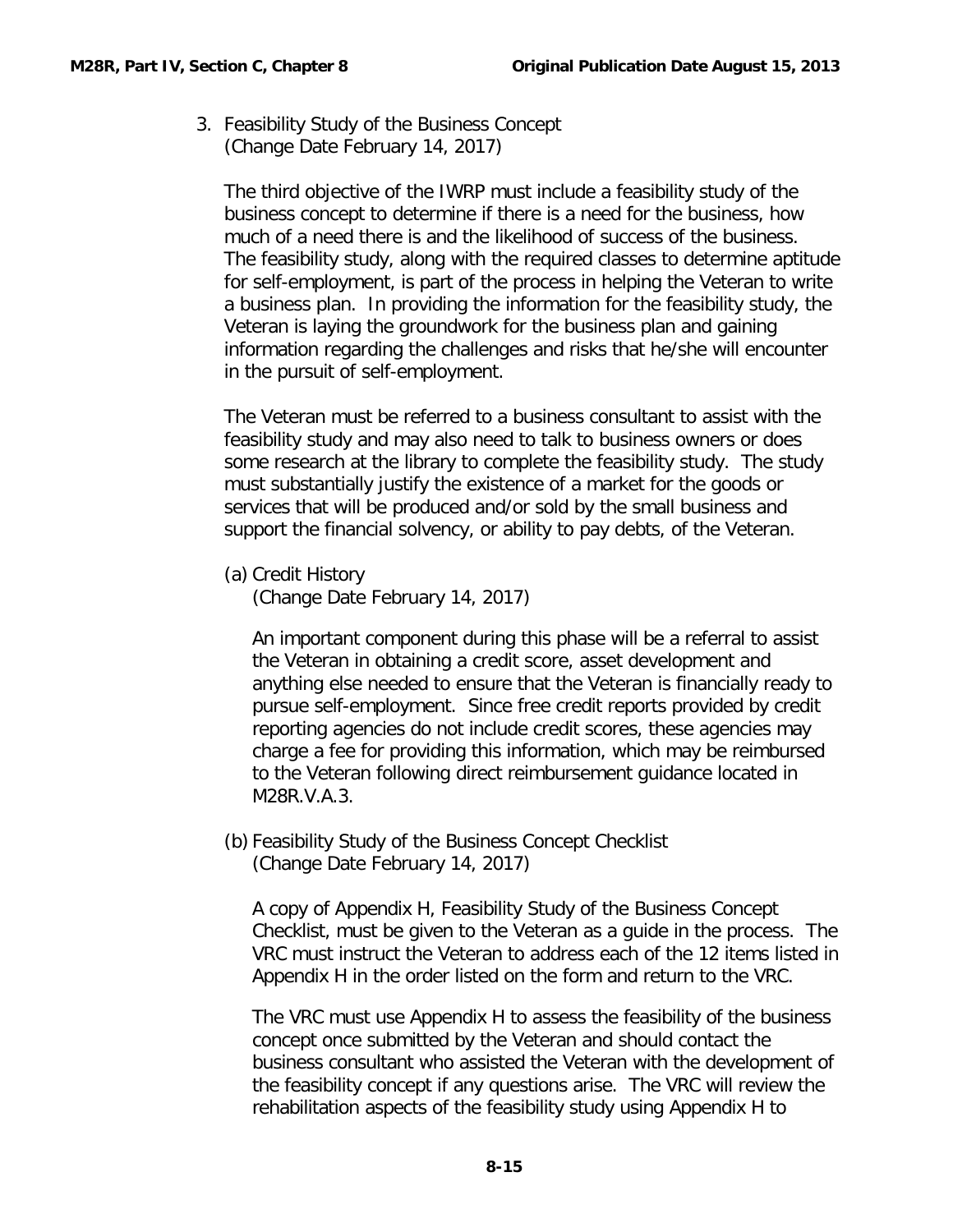3. Feasibility Study of the Business Concept
   (Change Date February 14, 2017)

   The third objective of the IWRP must include a feasibility study of the business concept to determine if there is a need for the business, how much of a need there is and the likelihood of success of the business. The feasibility study, along with the required classes to determine aptitude for self-employment, is part of the process in helping the Veteran to write a business plan. In providing the information for the feasibility study, the Veteran is laying the groundwork for the business plan and gaining information regarding the challenges and risks that he/she will encounter in the pursuit of self-employment.

   The Veteran must be referred to a business consultant to assist with the feasibility study and may also need to talk to business owners or does some research at the library to complete the feasibility study. The study must substantially justify the existence of a market for the goods or services that will be produced and/or sold by the small business and support the financial solvency, or ability to pay debts, of the Veteran.

   (a) Credit History
   (Change Date February 14, 2017)

   An important component during this phase will be a referral to assist the Veteran in obtaining a credit score, asset development and anything else needed to ensure that the Veteran is financially ready to pursue self-employment. Since free credit reports provided by credit reporting agencies do not include credit scores, these agencies may charge a fee for providing this information, which may be reimbursed to the Veteran following direct reimbursement guidance located in M28R.V.A.3.

   (b) Feasibility Study of the Business Concept Checklist
   (Change Date February 14, 2017)

   A copy of Appendix H, Feasibility Study of the Business Concept Checklist, must be given to the Veteran as a guide in the process. The VRC must instruct the Veteran to address each of the 12 items listed in Appendix H in the order listed on the form and return to the VRC.

   The VRC must use Appendix H to assess the feasibility of the business concept once submitted by the Veteran and should contact the business consultant who assisted the Veteran with the development of the feasibility concept if any questions arise. The VRC will review the rehabilitation aspects of the feasibility study using Appendix H to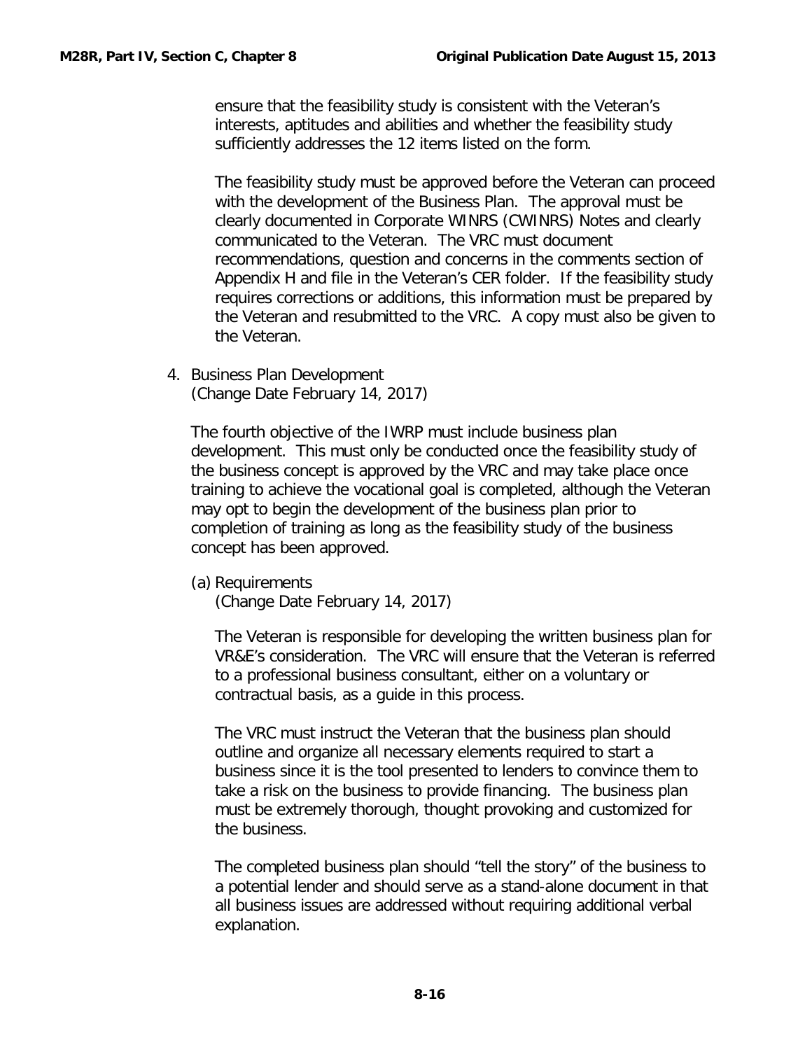ensure that the feasibility study is consistent with the Veteran's interests, aptitudes and abilities and whether the feasibility study sufficiently addresses the 12 items listed on the form.

The feasibility study must be approved before the Veteran can proceed with the development of the Business Plan. The approval must be clearly documented in Corporate WINRS (CWINRS) Notes and clearly communicated to the Veteran. The VRC must document recommendations, question and concerns in the comments section of Appendix H and file in the Veteran's CER folder. If the feasibility study requires corrections or additions, this information must be prepared by the Veteran and resubmitted to the VRC. A copy must also be given to the Veteran.

4. Business Plan Development
(Change Date February 14, 2017)

The fourth objective of the IWRP must include business plan development. This must only be conducted once the feasibility study of the business concept is approved by the VRC and may take place once training to achieve the vocational goal is completed, although the Veteran may opt to begin the development of the business plan prior to completion of training as long as the feasibility study of the business concept has been approved.

(a) Requirements
(Change Date February 14, 2017)

The Veteran is responsible for developing the written business plan for VR&E's consideration. The VRC will ensure that the Veteran is referred to a professional business consultant, either on a voluntary or contractual basis, as a guide in this process.

The VRC must instruct the Veteran that the business plan should outline and organize all necessary elements required to start a business since it is the tool presented to lenders to convince them to take a risk on the business to provide financing. The business plan must be extremely thorough, thought provoking and customized for the business.

The completed business plan should "tell the story" of the business to a potential lender and should serve as a stand-alone document in that all business issues are addressed without requiring additional verbal explanation.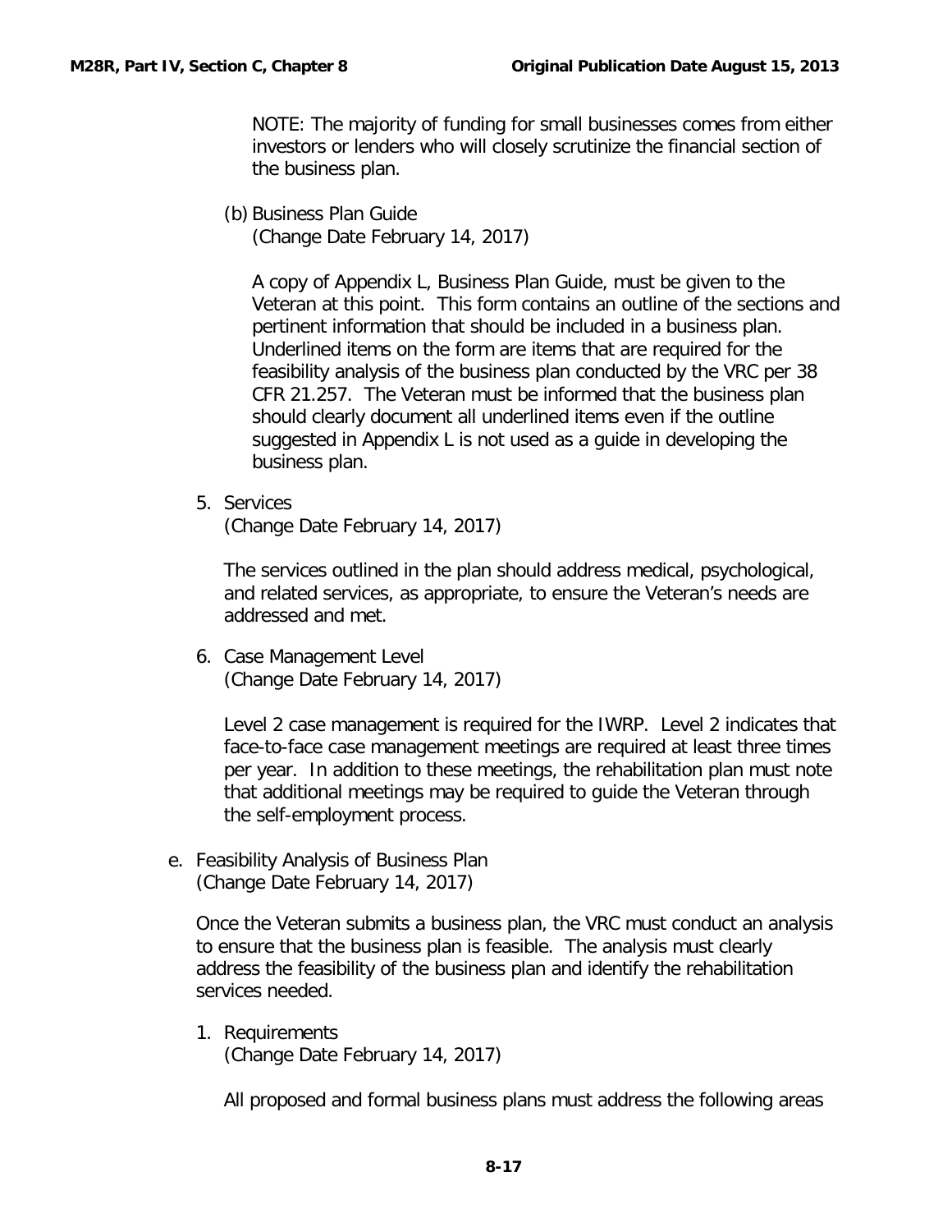NOTE: The majority of funding for small businesses comes from either investors or lenders who will closely scrutinize the financial section of the business plan.

(b) Business Plan Guide
(Change Date February 14, 2017)

A copy of Appendix L, Business Plan Guide, must be given to the Veteran at this point. This form contains an outline of the sections and pertinent information that should be included in a business plan. Underlined items on the form are items that are required for the feasibility analysis of the business plan conducted by the VRC per 38 CFR 21.257. The Veteran must be informed that the business plan should clearly document all underlined items even if the outline suggested in Appendix L is not used as a guide in developing the business plan.

5. Services
(Change Date February 14, 2017)

The services outlined in the plan should address medical, psychological, and related services, as appropriate, to ensure the Veteran's needs are addressed and met.

6. Case Management Level
(Change Date February 14, 2017)

Level 2 case management is required for the IWRP. Level 2 indicates that face-to-face case management meetings are required at least three times per year. In addition to these meetings, the rehabilitation plan must note that additional meetings may be required to guide the Veteran through the self-employment process.

e. Feasibility Analysis of Business Plan
(Change Date February 14, 2017)

Once the Veteran submits a business plan, the VRC must conduct an analysis to ensure that the business plan is feasible. The analysis must clearly address the feasibility of the business plan and identify the rehabilitation services needed.

1. Requirements
(Change Date February 14, 2017)

All proposed and formal business plans must address the following areas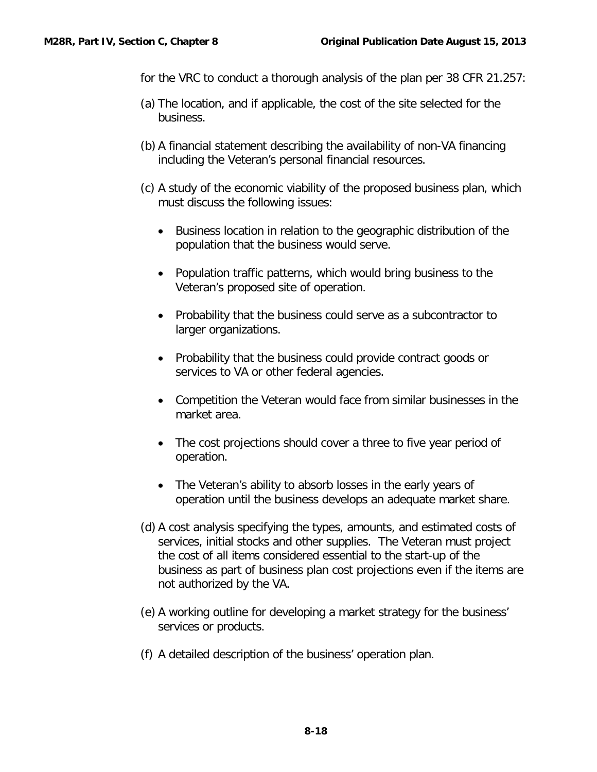for the VRC to conduct a thorough analysis of the plan per 38 CFR 21.257:

(a) The location, and if applicable, the cost of the site selected for the business.

(b) A financial statement describing the availability of non-VA financing including the Veteran's personal financial resources.

(c) A study of the economic viability of the proposed business plan, which must discuss the following issues:

- Business location in relation to the geographic distribution of the population that the business would serve.
- Population traffic patterns, which would bring business to the Veteran's proposed site of operation.
- Probability that the business could serve as a subcontractor to larger organizations.
- Probability that the business could provide contract goods or services to VA or other federal agencies.
- Competition the Veteran would face from similar businesses in the market area.
- The cost projections should cover a three to five year period of operation.
- The Veteran's ability to absorb losses in the early years of operation until the business develops an adequate market share.

(d) A cost analysis specifying the types, amounts, and estimated costs of services, initial stocks and other supplies. The Veteran must project the cost of all items considered essential to the start-up of the business as part of business plan cost projections even if the items are not authorized by the VA.

(e) A working outline for developing a market strategy for the business' services or products.

(f) A detailed description of the business' operation plan.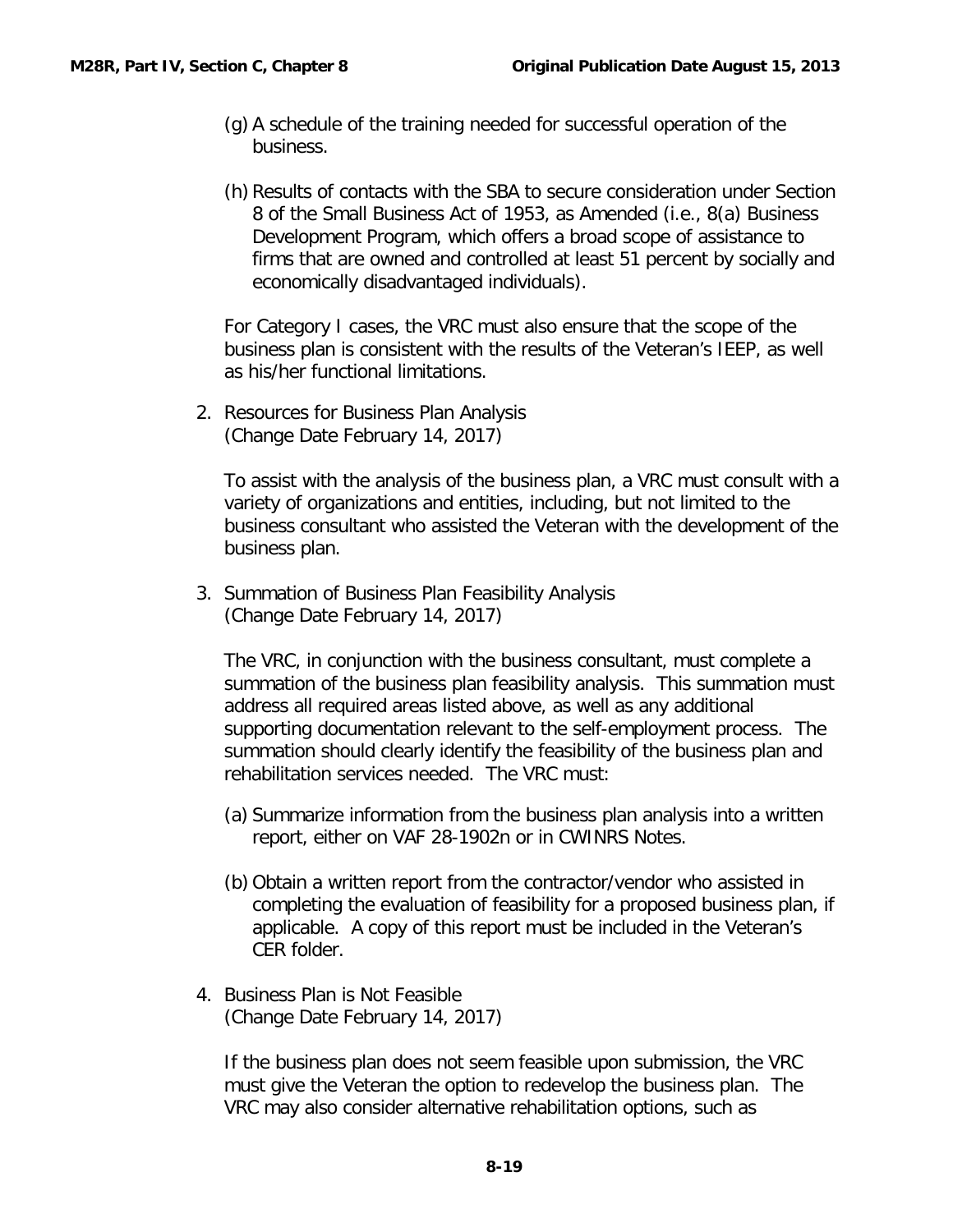(g) A schedule of the training needed for successful operation of the business.

(h) Results of contacts with the SBA to secure consideration under Section 8 of the Small Business Act of 1953, as Amended (i.e., 8(a) Business Development Program, which offers a broad scope of assistance to firms that are owned and controlled at least 51 percent by socially and economically disadvantaged individuals).

For Category I cases, the VRC must also ensure that the scope of the business plan is consistent with the results of the Veteran's IEEP, as well as his/her functional limitations.

2. Resources for Business Plan Analysis
(Change Date February 14, 2017)

To assist with the analysis of the business plan, a VRC must consult with a variety of organizations and entities, including, but not limited to the business consultant who assisted the Veteran with the development of the business plan.

3. Summation of Business Plan Feasibility Analysis
(Change Date February 14, 2017)

The VRC, in conjunction with the business consultant, must complete a summation of the business plan feasibility analysis. This summation must address all required areas listed above, as well as any additional supporting documentation relevant to the self-employment process. The summation should clearly identify the feasibility of the business plan and rehabilitation services needed. The VRC must:

(a) Summarize information from the business plan analysis into a written report, either on VAF 28-1902n or in CWINRS Notes.

(b) Obtain a written report from the contractor/vendor who assisted in completing the evaluation of feasibility for a proposed business plan, if applicable. A copy of this report must be included in the Veteran's CER folder.

4. Business Plan is Not Feasible
(Change Date February 14, 2017)

If the business plan does not seem feasible upon submission, the VRC must give the Veteran the option to redevelop the business plan. The VRC may also consider alternative rehabilitation options, such as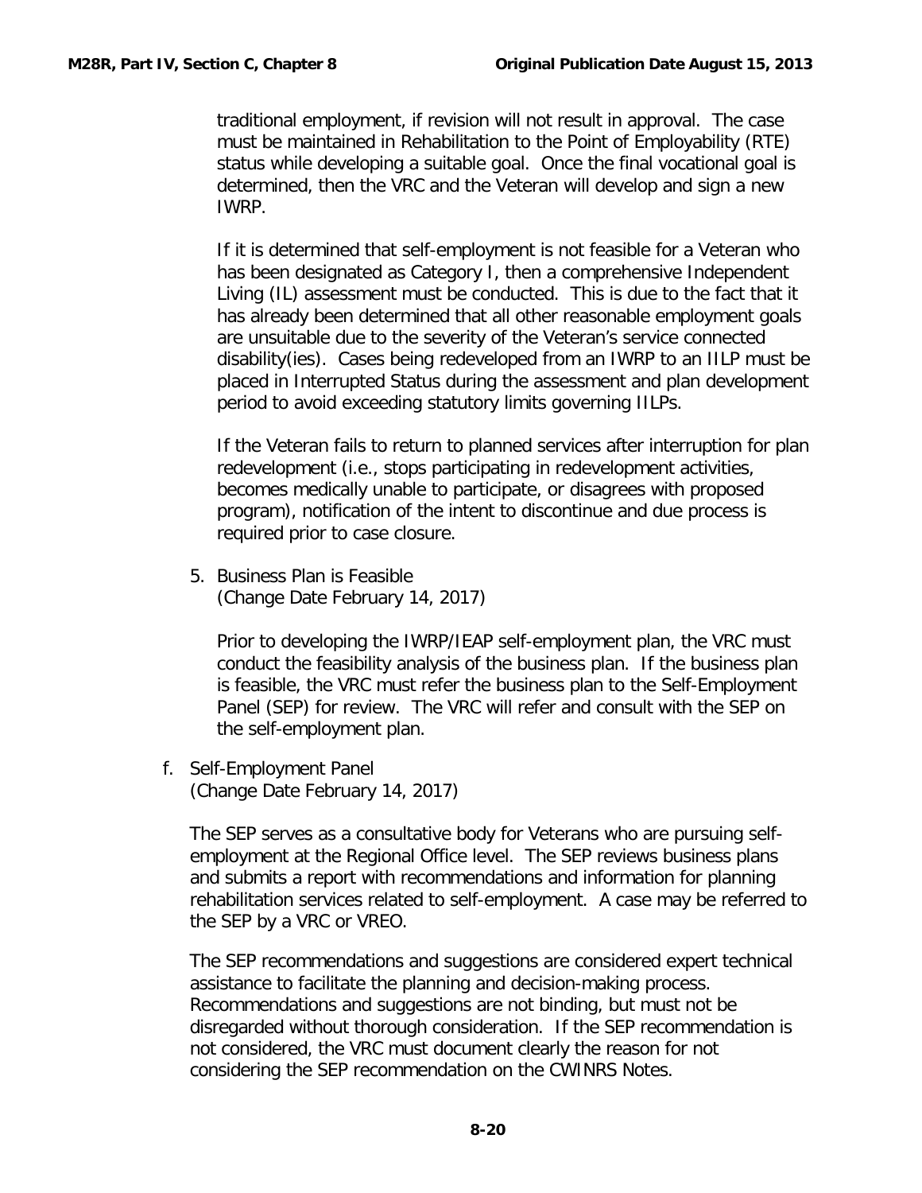traditional employment, if revision will not result in approval. The case must be maintained in Rehabilitation to the Point of Employability (RTE) status while developing a suitable goal. Once the final vocational goal is determined, then the VRC and the Veteran will develop and sign a new IWRP.

If it is determined that self-employment is not feasible for a Veteran who has been designated as Category I, then a comprehensive Independent Living (IL) assessment must be conducted. This is due to the fact that it has already been determined that all other reasonable employment goals are unsuitable due to the severity of the Veteran's service connected disability(ies). Cases being redeveloped from an IWRP to an IILP must be placed in Interrupted Status during the assessment and plan development period to avoid exceeding statutory limits governing IILPs.

If the Veteran fails to return to planned services after interruption for plan redevelopment (i.e., stops participating in redevelopment activities, becomes medically unable to participate, or disagrees with proposed program), notification of the intent to discontinue and due process is required prior to case closure.

5. Business Plan is Feasible
(Change Date February 14, 2017)

Prior to developing the IWRP/IEAP self-employment plan, the VRC must conduct the feasibility analysis of the business plan. If the business plan is feasible, the VRC must refer the business plan to the Self-Employment Panel (SEP) for review. The VRC will refer and consult with the SEP on the self-employment plan.

f. Self-Employment Panel
(Change Date February 14, 2017)

The SEP serves as a consultative body for Veterans who are pursuing self-employment at the Regional Office level. The SEP reviews business plans and submits a report with recommendations and information for planning rehabilitation services related to self-employment. A case may be referred to the SEP by a VRC or VREO.

The SEP recommendations and suggestions are considered expert technical assistance to facilitate the planning and decision-making process. Recommendations and suggestions are not binding, but must not be disregarded without thorough consideration. If the SEP recommendation is not considered, the VRC must document clearly the reason for not considering the SEP recommendation on the CWINRS Notes.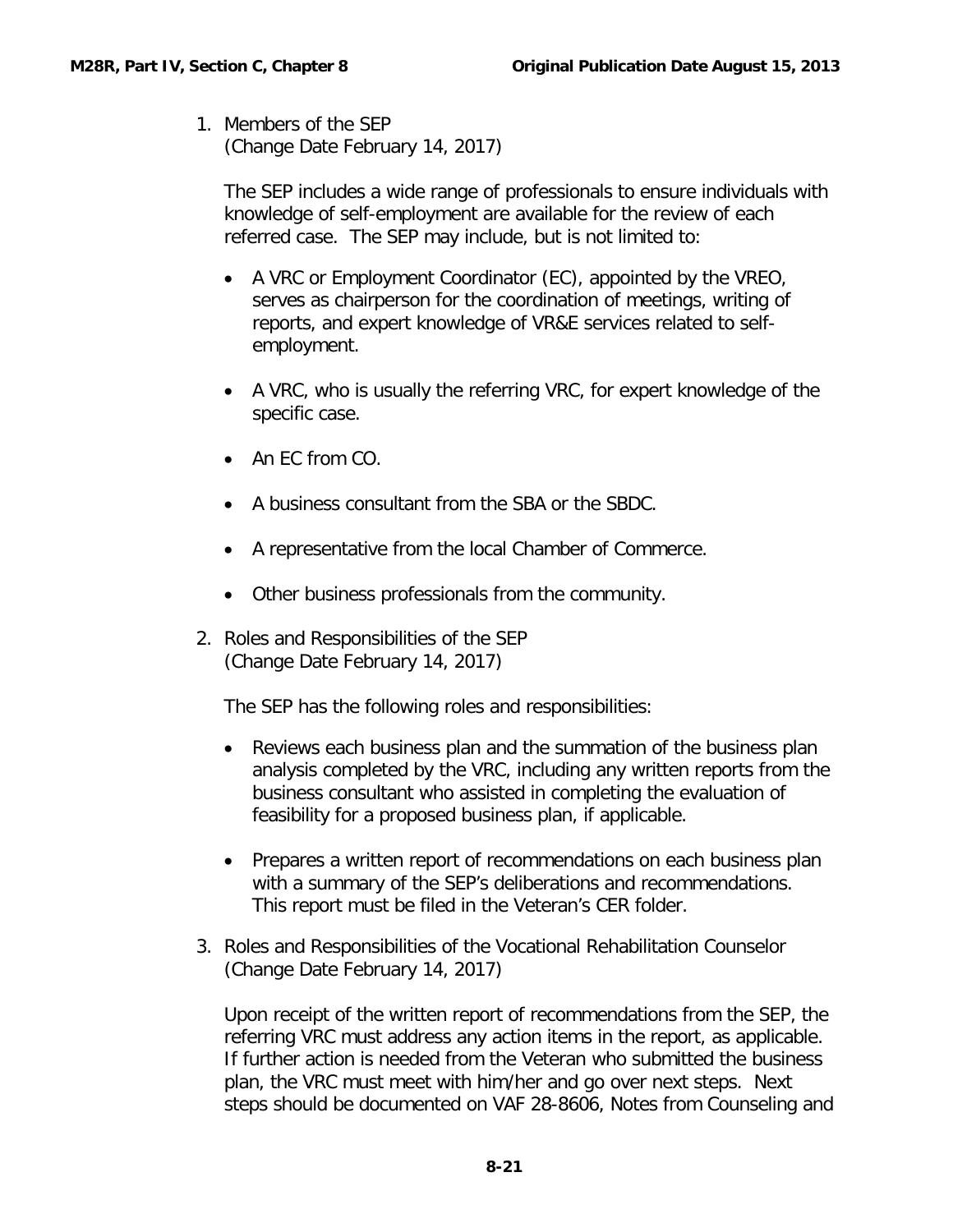1. Members of the SEP
   (Change Date February 14, 2017)

   The SEP includes a wide range of professionals to ensure individuals with knowledge of self-employment are available for the review of each referred case. The SEP may include, but is not limited to:

   - A VRC or Employment Coordinator (EC), appointed by the VREO, serves as chairperson for the coordination of meetings, writing of reports, and expert knowledge of VR&E services related to self-employment.

   - A VRC, who is usually the referring VRC, for expert knowledge of the specific case.

   - An EC from CO.

   - A business consultant from the SBA or the SBDC.

   - A representative from the local Chamber of Commerce.

   - Other business professionals from the community.

2. Roles and Responsibilities of the SEP
   (Change Date February 14, 2017)

   The SEP has the following roles and responsibilities:

   - Reviews each business plan and the summation of the business plan analysis completed by the VRC, including any written reports from the business consultant who assisted in completing the evaluation of feasibility for a proposed business plan, if applicable.

   - Prepares a written report of recommendations on each business plan with a summary of the SEP's deliberations and recommendations. This report must be filed in the Veteran's CER folder.

3. Roles and Responsibilities of the Vocational Rehabilitation Counselor
   (Change Date February 14, 2017)

   Upon receipt of the written report of recommendations from the SEP, the referring VRC must address any action items in the report, as applicable. If further action is needed from the Veteran who submitted the business plan, the VRC must meet with him/her and go over next steps. Next steps should be documented on VAF 28-8606, Notes from Counseling and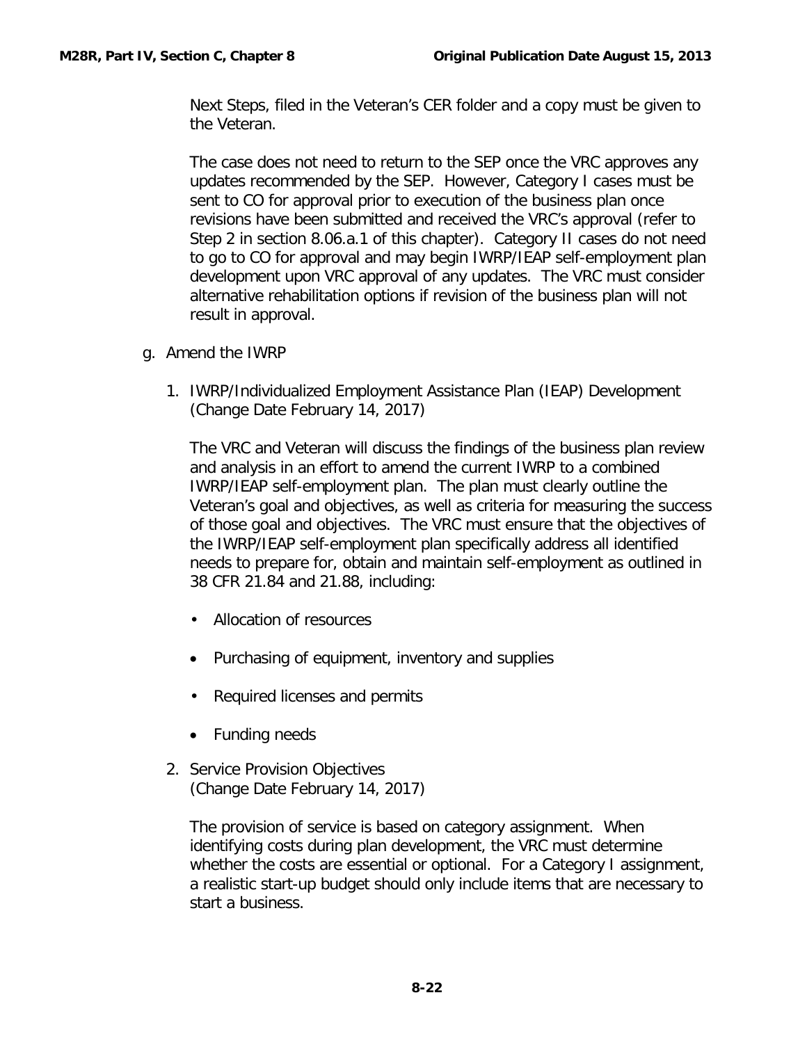Next Steps, filed in the Veteran's CER folder and a copy must be given to the Veteran.

The case does not need to return to the SEP once the VRC approves any updates recommended by the SEP. However, Category I cases must be sent to CO for approval prior to execution of the business plan once revisions have been submitted and received the VRC's approval (refer to Step 2 in section 8.06.a.1 of this chapter). Category II cases do not need to go to CO for approval and may begin IWRP/IEAP self-employment plan development upon VRC approval of any updates. The VRC must consider alternative rehabilitation options if revision of the business plan will not result in approval.

g. Amend the IWRP

1. IWRP/Individualized Employment Assistance Plan (IEAP) Development (Change Date February 14, 2017)

   The VRC and Veteran will discuss the findings of the business plan review and analysis in an effort to amend the current IWRP to a combined IWRP/IEAP self-employment plan. The plan must clearly outline the Veteran's goal and objectives, as well as criteria for measuring the success of those goal and objectives. The VRC must ensure that the objectives of the IWRP/IEAP self-employment plan specifically address all identified needs to prepare for, obtain and maintain self-employment as outlined in 38 CFR 21.84 and 21.88, including:

   - Allocation of resources
   - Purchasing of equipment, inventory and supplies
   - Required licenses and permits
   - Funding needs

2. Service Provision Objectives (Change Date February 14, 2017)

   The provision of service is based on category assignment. When identifying costs during plan development, the VRC must determine whether the costs are essential or optional. For a Category I assignment, a realistic start-up budget should only include items that are necessary to start a business.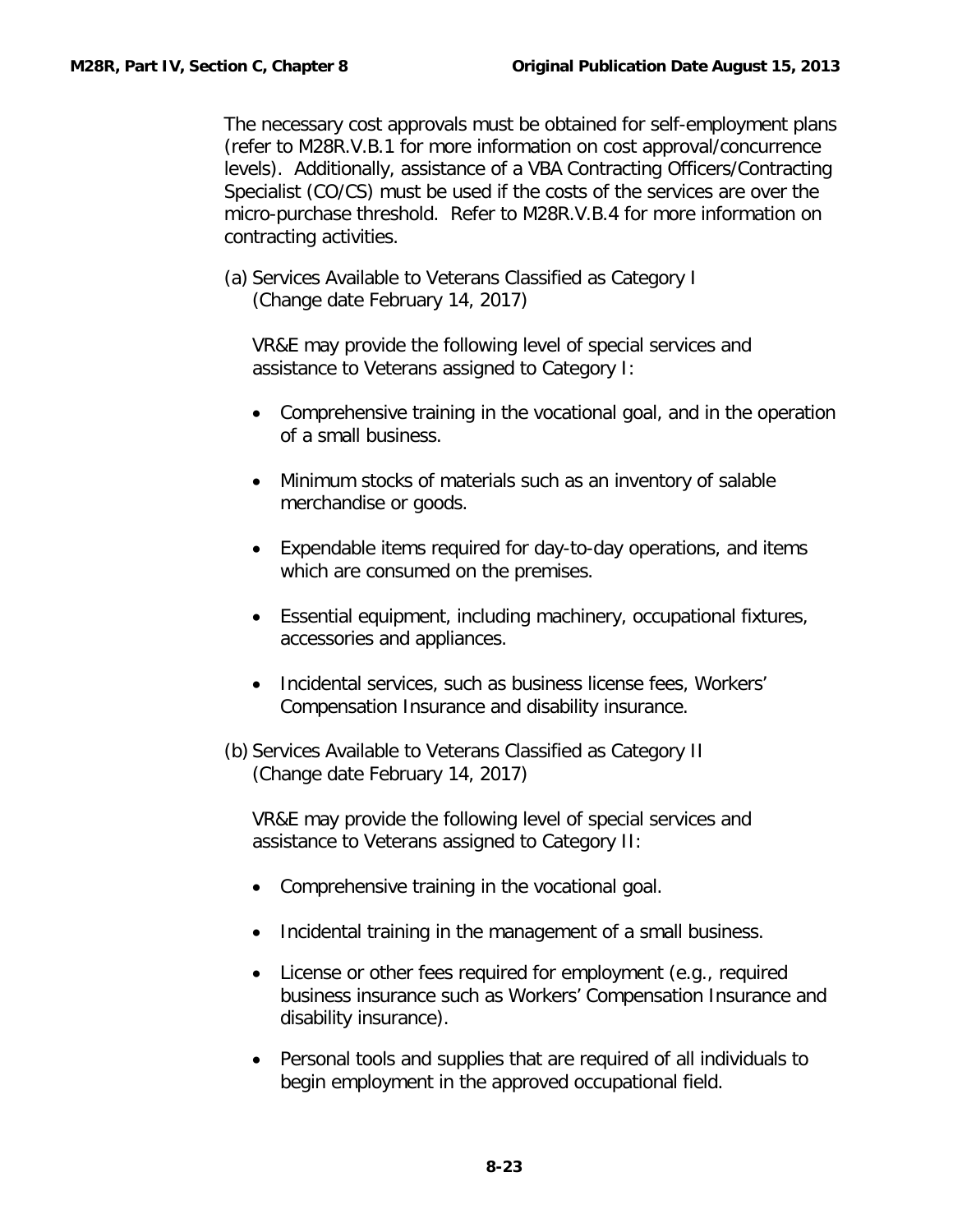The necessary cost approvals must be obtained for self-employment plans (refer to M28R.V.B.1 for more information on cost approval/concurrence levels). Additionally, assistance of a VBA Contracting Officers/Contracting Specialist (CO/CS) must be used if the costs of the services are over the micro-purchase threshold. Refer to M28R.V.B.4 for more information on contracting activities.

(a) Services Available to Veterans Classified as Category I
(Change date February 14, 2017)

VR&E may provide the following level of special services and assistance to Veterans assigned to Category I:

- Comprehensive training in the vocational goal, and in the operation of a small business.
- Minimum stocks of materials such as an inventory of salable merchandise or goods.
- Expendable items required for day-to-day operations, and items which are consumed on the premises.
- Essential equipment, including machinery, occupational fixtures, accessories and appliances.
- Incidental services, such as business license fees, Workers' Compensation Insurance and disability insurance.

(b) Services Available to Veterans Classified as Category II
(Change date February 14, 2017)

VR&E may provide the following level of special services and assistance to Veterans assigned to Category II:

- Comprehensive training in the vocational goal.
- Incidental training in the management of a small business.
- License or other fees required for employment (e.g., required business insurance such as Workers' Compensation Insurance and disability insurance).
- Personal tools and supplies that are required of all individuals to begin employment in the approved occupational field.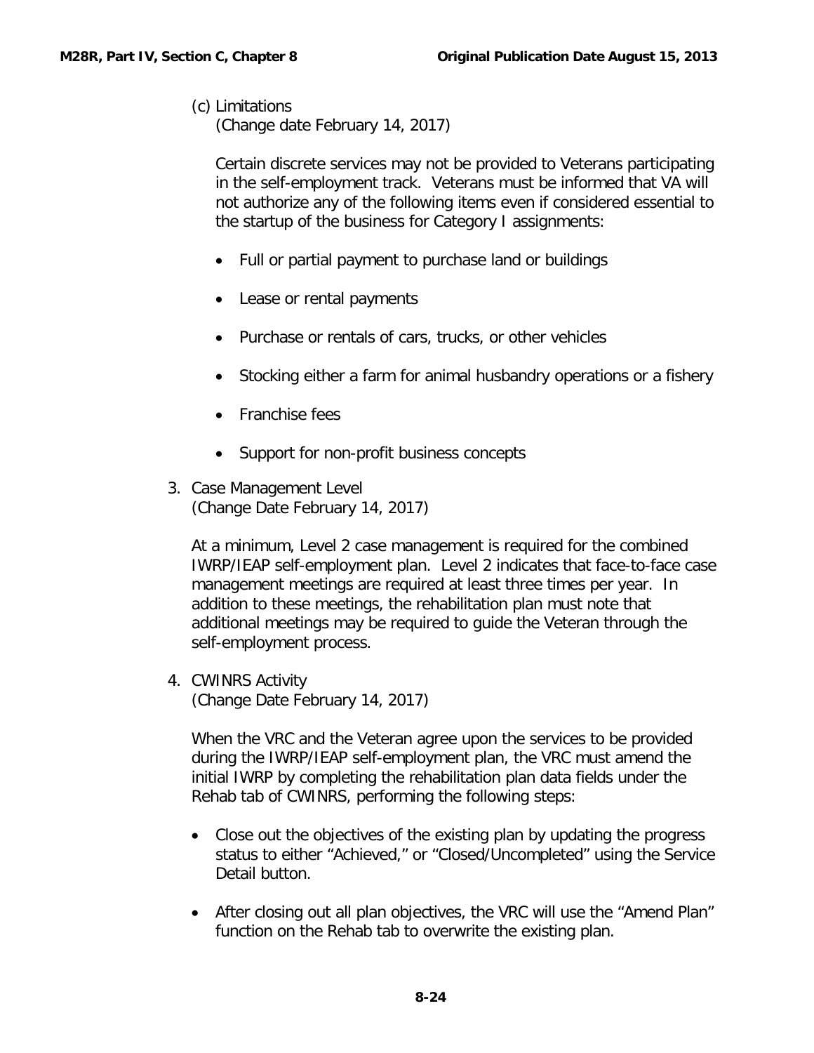(c) Limitations
(Change date February 14, 2017)

Certain discrete services may not be provided to Veterans participating in the self-employment track. Veterans must be informed that VA will not authorize any of the following items even if considered essential to the startup of the business for Category I assignments:

- Full or partial payment to purchase land or buildings
- Lease or rental payments
- Purchase or rentals of cars, trucks, or other vehicles
- Stocking either a farm for animal husbandry operations or a fishery
- Franchise fees
- Support for non-profit business concepts

3. Case Management Level
(Change Date February 14, 2017)

At a minimum, Level 2 case management is required for the combined IWRP/IEAP self-employment plan. Level 2 indicates that face-to-face case management meetings are required at least three times per year. In addition to these meetings, the rehabilitation plan must note that additional meetings may be required to guide the Veteran through the self-employment process.

4. CWINRS Activity
(Change Date February 14, 2017)

When the VRC and the Veteran agree upon the services to be provided during the IWRP/IEAP self-employment plan, the VRC must amend the initial IWRP by completing the rehabilitation plan data fields under the Rehab tab of CWINRS, performing the following steps:

- Close out the objectives of the existing plan by updating the progress status to either "Achieved," or "Closed/Uncompleted" using the Service Detail button.
- After closing out all plan objectives, the VRC will use the "Amend Plan" function on the Rehab tab to overwrite the existing plan.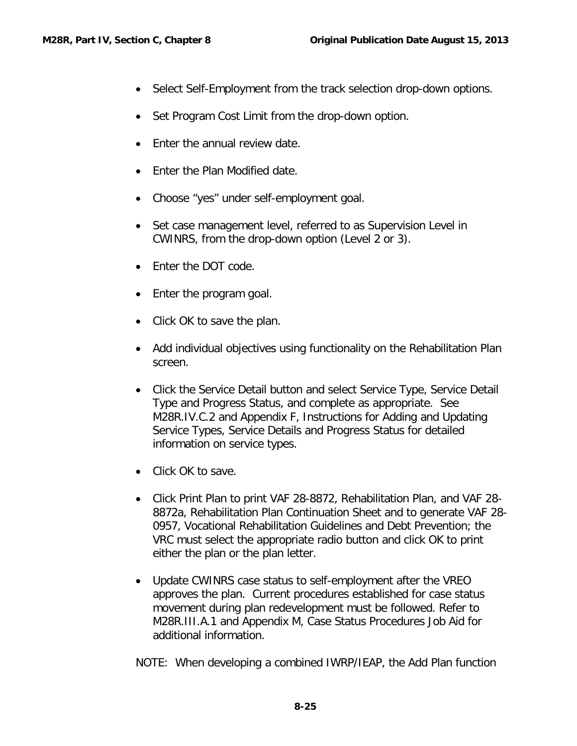- Select Self-Employment from the track selection drop-down options.
- Set Program Cost Limit from the drop-down option.
- Enter the annual review date.
- Enter the Plan Modified date.
- Choose "yes" under self-employment goal.
- Set case management level, referred to as Supervision Level in CWINRS, from the drop-down option (Level 2 or 3).
- Enter the DOT code.
- Enter the program goal.
- Click OK to save the plan.
- Add individual objectives using functionality on the Rehabilitation Plan screen.
- Click the Service Detail button and select Service Type, Service Detail Type and Progress Status, and complete as appropriate. See M28R.IV.C.2 and Appendix F, Instructions for Adding and Updating Service Types, Service Details and Progress Status for detailed information on service types.
- Click OK to save.
- Click Print Plan to print VAF 28-8872, Rehabilitation Plan, and VAF 28-8872a, Rehabilitation Plan Continuation Sheet and to generate VAF 28-0957, Vocational Rehabilitation Guidelines and Debt Prevention; the VRC must select the appropriate radio button and click OK to print either the plan or the plan letter.
- Update CWINRS case status to self-employment after the VREO approves the plan. Current procedures established for case status movement during plan redevelopment must be followed. Refer to M28R.III.A.1 and Appendix M, Case Status Procedures Job Aid for additional information.

NOTE: When developing a combined IWRP/IEAP, the Add Plan function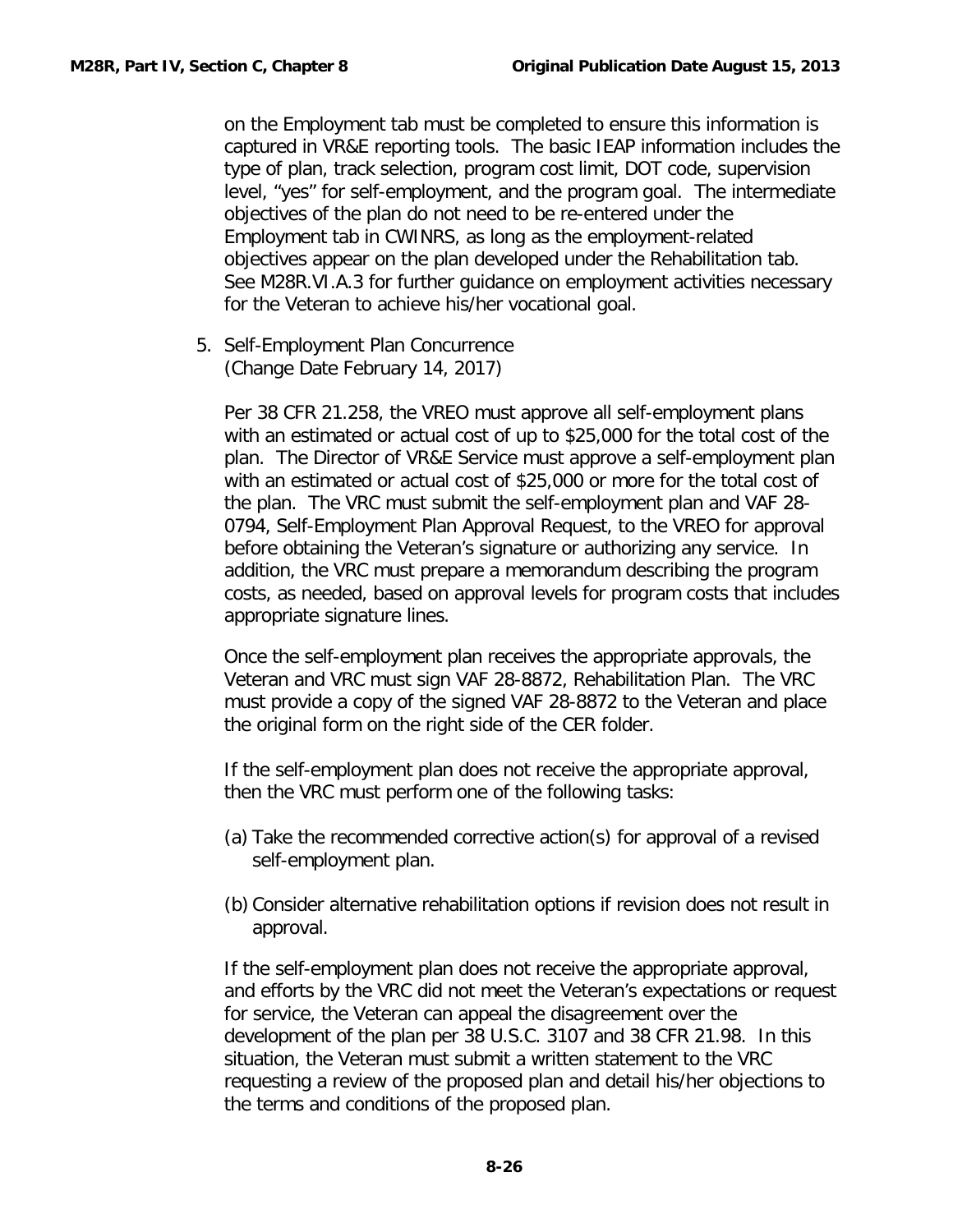on the Employment tab must be completed to ensure this information is captured in VR&E reporting tools. The basic IEAP information includes the type of plan, track selection, program cost limit, DOT code, supervision level, "yes" for self-employment, and the program goal. The intermediate objectives of the plan do not need to be re-entered under the Employment tab in CWINRS, as long as the employment-related objectives appear on the plan developed under the Rehabilitation tab. See M28R.VI.A.3 for further guidance on employment activities necessary for the Veteran to achieve his/her vocational goal.

5. Self-Employment Plan Concurrence
(Change Date February 14, 2017)

Per 38 CFR 21.258, the VREO must approve all self-employment plans with an estimated or actual cost of up to $25,000 for the total cost of the plan. The Director of VR&E Service must approve a self-employment plan with an estimated or actual cost of $25,000 or more for the total cost of the plan. The VRC must submit the self-employment plan and VAF 28-0794, Self-Employment Plan Approval Request, to the VREO for approval before obtaining the Veteran's signature or authorizing any service. In addition, the VRC must prepare a memorandum describing the program costs, as needed, based on approval levels for program costs that includes appropriate signature lines.

Once the self-employment plan receives the appropriate approvals, the Veteran and VRC must sign VAF 28-8872, Rehabilitation Plan. The VRC must provide a copy of the signed VAF 28-8872 to the Veteran and place the original form on the right side of the CER folder.

If the self-employment plan does not receive the appropriate approval, then the VRC must perform one of the following tasks:

(a) Take the recommended corrective action(s) for approval of a revised self-employment plan.

(b) Consider alternative rehabilitation options if revision does not result in approval.

If the self-employment plan does not receive the appropriate approval, and efforts by the VRC did not meet the Veteran's expectations or request for service, the Veteran can appeal the disagreement over the development of the plan per 38 U.S.C. 3107 and 38 CFR 21.98. In this situation, the Veteran must submit a written statement to the VRC requesting a review of the proposed plan and detail his/her objections to the terms and conditions of the proposed plan.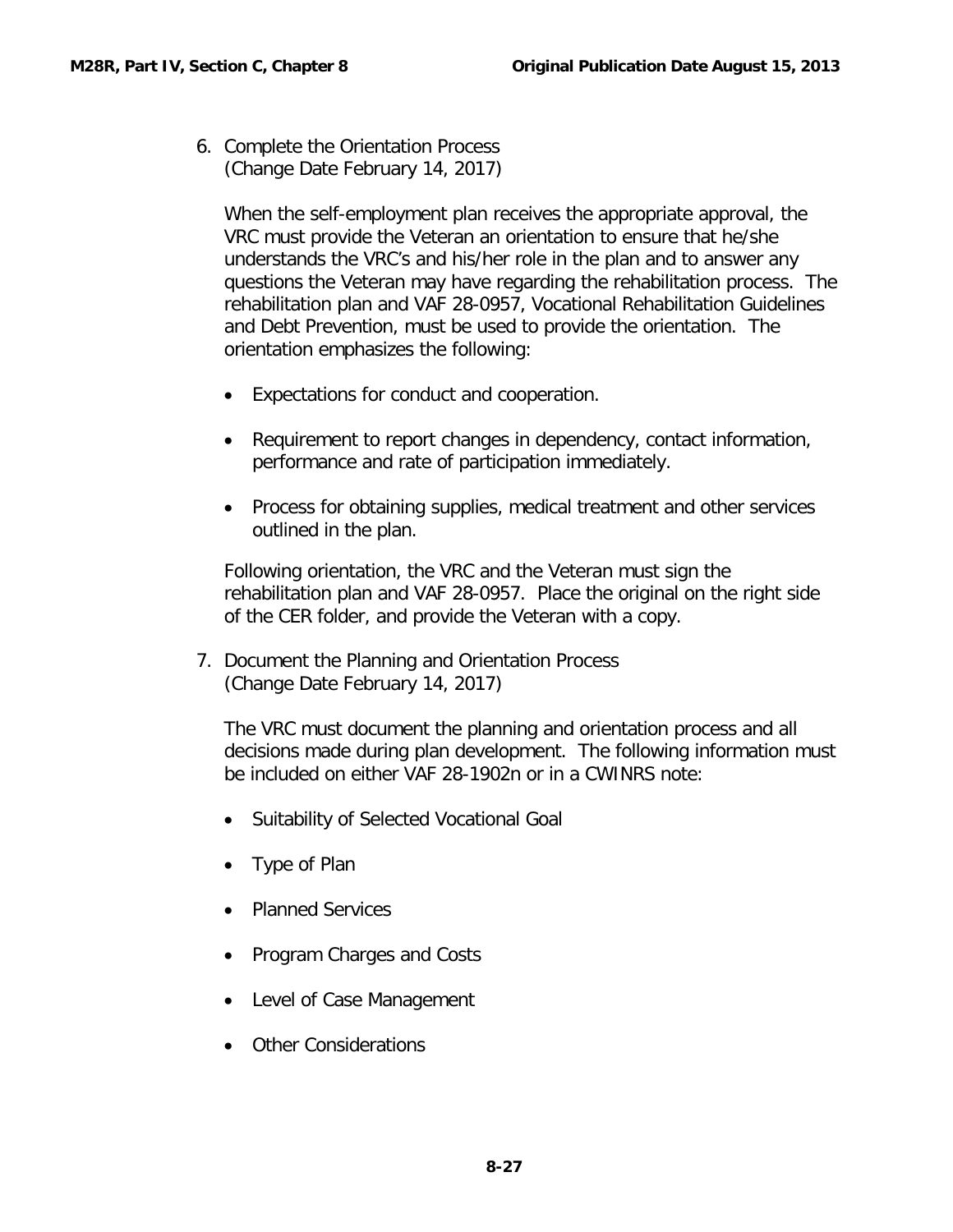6. Complete the Orientation Process
   (Change Date February 14, 2017)

   When the self-employment plan receives the appropriate approval, the VRC must provide the Veteran an orientation to ensure that he/she understands the VRC's and his/her role in the plan and to answer any questions the Veteran may have regarding the rehabilitation process. The rehabilitation plan and VAF 28-0957, Vocational Rehabilitation Guidelines and Debt Prevention, must be used to provide the orientation. The orientation emphasizes the following:

   - Expectations for conduct and cooperation.
   - Requirement to report changes in dependency, contact information, performance and rate of participation immediately.
   - Process for obtaining supplies, medical treatment and other services outlined in the plan.

   Following orientation, the VRC and the Veteran must sign the rehabilitation plan and VAF 28-0957. Place the original on the right side of the CER folder, and provide the Veteran with a copy.

7. Document the Planning and Orientation Process
   (Change Date February 14, 2017)

   The VRC must document the planning and orientation process and all decisions made during plan development. The following information must be included on either VAF 28-1902n or in a CWINRS note:

   - Suitability of Selected Vocational Goal
   - Type of Plan
   - Planned Services
   - Program Charges and Costs
   - Level of Case Management
   - Other Considerations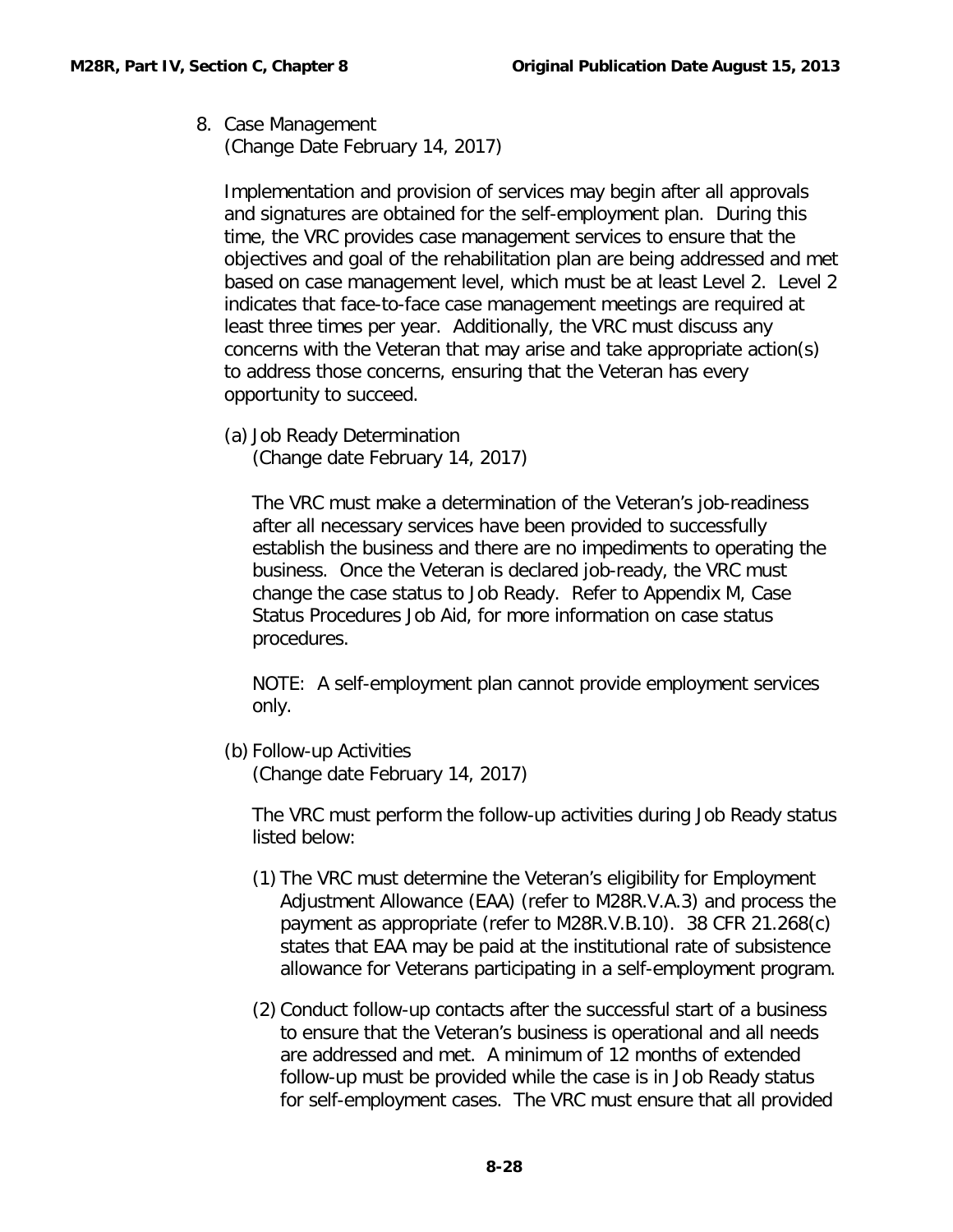8. Case Management
   (Change Date February 14, 2017)

   Implementation and provision of services may begin after all approvals and signatures are obtained for the self-employment plan. During this time, the VRC provides case management services to ensure that the objectives and goal of the rehabilitation plan are being addressed and met based on case management level, which must be at least Level 2. Level 2 indicates that face-to-face case management meetings are required at least three times per year. Additionally, the VRC must discuss any concerns with the Veteran that may arise and take appropriate action(s) to address those concerns, ensuring that the Veteran has every opportunity to succeed.

   (a) Job Ready Determination
   (Change date February 14, 2017)

   The VRC must make a determination of the Veteran's job-readiness after all necessary services have been provided to successfully establish the business and there are no impediments to operating the business. Once the Veteran is declared job-ready, the VRC must change the case status to Job Ready. Refer to Appendix M, Case Status Procedures Job Aid, for more information on case status procedures.

   NOTE: A self-employment plan cannot provide employment services only.

   (b) Follow-up Activities
   (Change date February 14, 2017)

   The VRC must perform the follow-up activities during Job Ready status listed below:

   (1) The VRC must determine the Veteran's eligibility for Employment Adjustment Allowance (EAA) (refer to M28R.V.A.3) and process the payment as appropriate (refer to M28R.V.B.10). 38 CFR 21.268(c) states that EAA may be paid at the institutional rate of subsistence allowance for Veterans participating in a self-employment program.

   (2) Conduct follow-up contacts after the successful start of a business to ensure that the Veteran's business is operational and all needs are addressed and met. A minimum of 12 months of extended follow-up must be provided while the case is in Job Ready status for self-employment cases. The VRC must ensure that all provided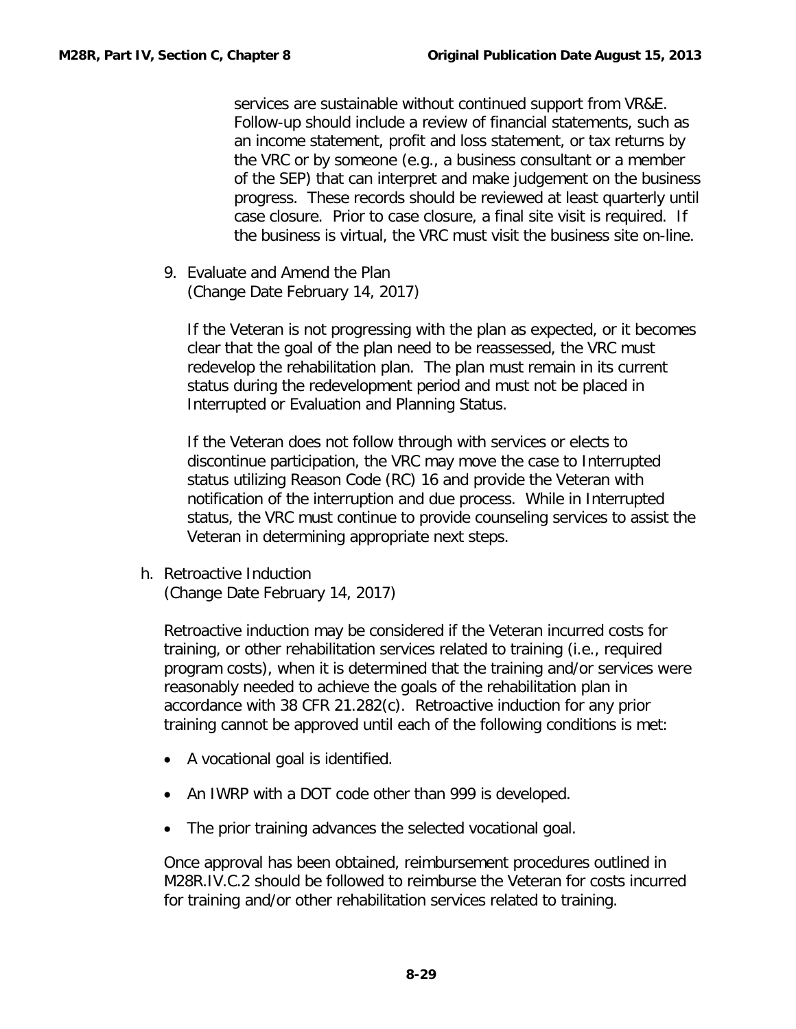services are sustainable without continued support from VR&E. Follow-up should include a review of financial statements, such as an income statement, profit and loss statement, or tax returns by the VRC or by someone (e.g., a business consultant or a member of the SEP) that can interpret and make judgement on the business progress. These records should be reviewed at least quarterly until case closure. Prior to case closure, a final site visit is required. If the business is virtual, the VRC must visit the business site on-line.

9. Evaluate and Amend the Plan
   (Change Date February 14, 2017)

   If the Veteran is not progressing with the plan as expected, or it becomes clear that the goal of the plan need to be reassessed, the VRC must redevelop the rehabilitation plan. The plan must remain in its current status during the redevelopment period and must not be placed in Interrupted or Evaluation and Planning Status.

   If the Veteran does not follow through with services or elects to discontinue participation, the VRC may move the case to Interrupted status utilizing Reason Code (RC) 16 and provide the Veteran with notification of the interruption and due process. While in Interrupted status, the VRC must continue to provide counseling services to assist the Veteran in determining appropriate next steps.

h. Retroactive Induction
   (Change Date February 14, 2017)

   Retroactive induction may be considered if the Veteran incurred costs for training, or other rehabilitation services related to training (i.e., required program costs), when it is determined that the training and/or services were reasonably needed to achieve the goals of the rehabilitation plan in accordance with 38 CFR 21.282(c). Retroactive induction for any prior training cannot be approved until each of the following conditions is met:

   - A vocational goal is identified.
   - An IWRP with a DOT code other than 999 is developed.
   - The prior training advances the selected vocational goal.

   Once approval has been obtained, reimbursement procedures outlined in M28R.IV.C.2 should be followed to reimburse the Veteran for costs incurred for training and/or other rehabilitation services related to training.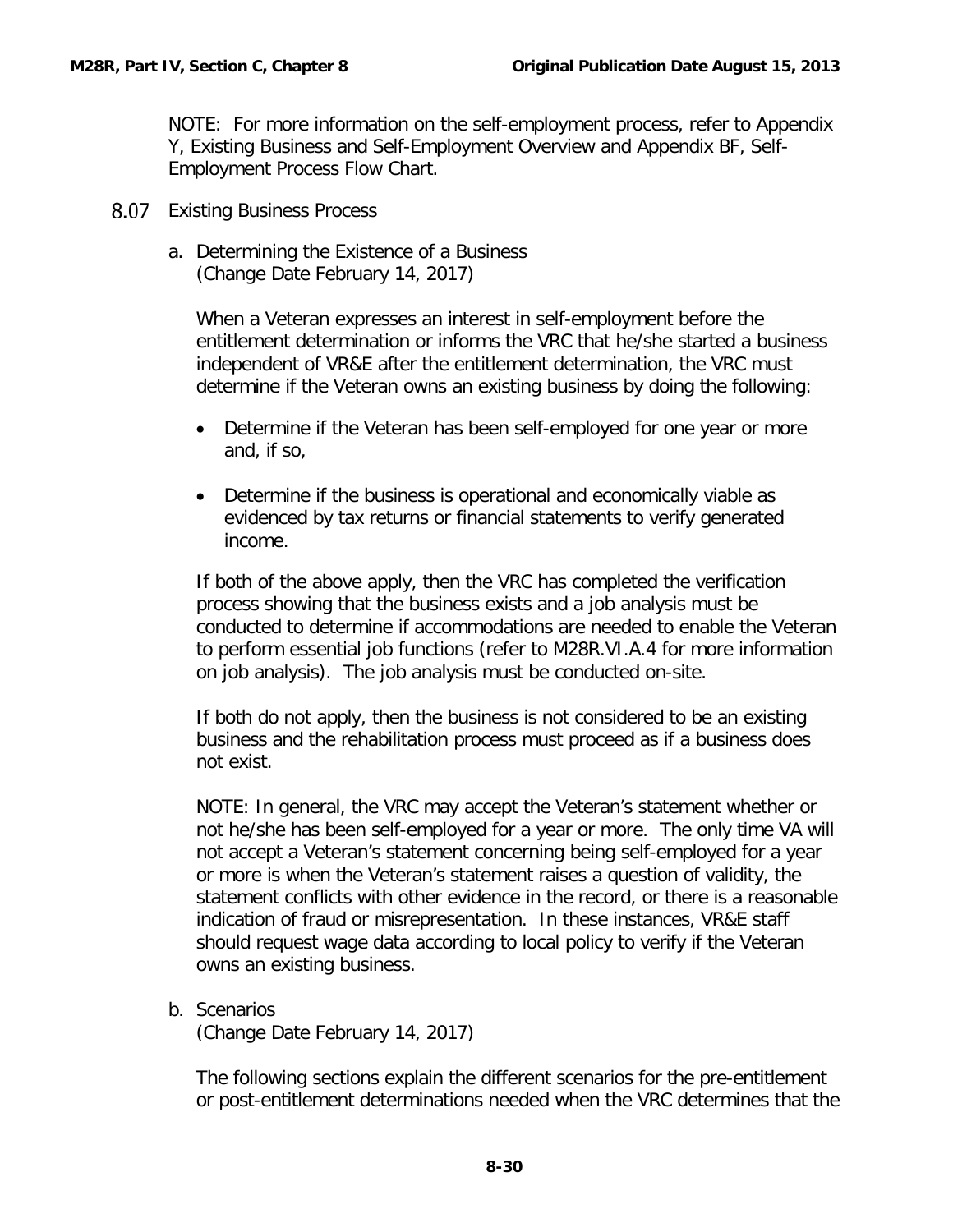NOTE: For more information on the self-employment process, refer to Appendix Y, Existing Business and Self-Employment Overview and Appendix BF, Self-Employment Process Flow Chart.

## 8.07 Existing Business Process

### a. Determining the Existence of a Business
(Change Date February 14, 2017)

When a Veteran expresses an interest in self-employment before the entitlement determination or informs the VRC that he/she started a business independent of VR&E after the entitlement determination, the VRC must determine if the Veteran owns an existing business by doing the following:

- Determine if the Veteran has been self-employed for one year or more and, if so,
- Determine if the business is operational and economically viable as evidenced by tax returns or financial statements to verify generated income.

If both of the above apply, then the VRC has completed the verification process showing that the business exists and a job analysis must be conducted to determine if accommodations are needed to enable the Veteran to perform essential job functions (refer to M28R.VI.A.4 for more information on job analysis). The job analysis must be conducted on-site.

If both do not apply, then the business is not considered to be an existing business and the rehabilitation process must proceed as if a business does not exist.

NOTE: In general, the VRC may accept the Veteran's statement whether or not he/she has been self-employed for a year or more. The only time VA will not accept a Veteran's statement concerning being self-employed for a year or more is when the Veteran's statement raises a question of validity, the statement conflicts with other evidence in the record, or there is a reasonable indication of fraud or misrepresentation. In these instances, VR&E staff should request wage data according to local policy to verify if the Veteran owns an existing business.

### b. Scenarios
(Change Date February 14, 2017)

The following sections explain the different scenarios for the pre-entitlement or post-entitlement determinations needed when the VRC determines that the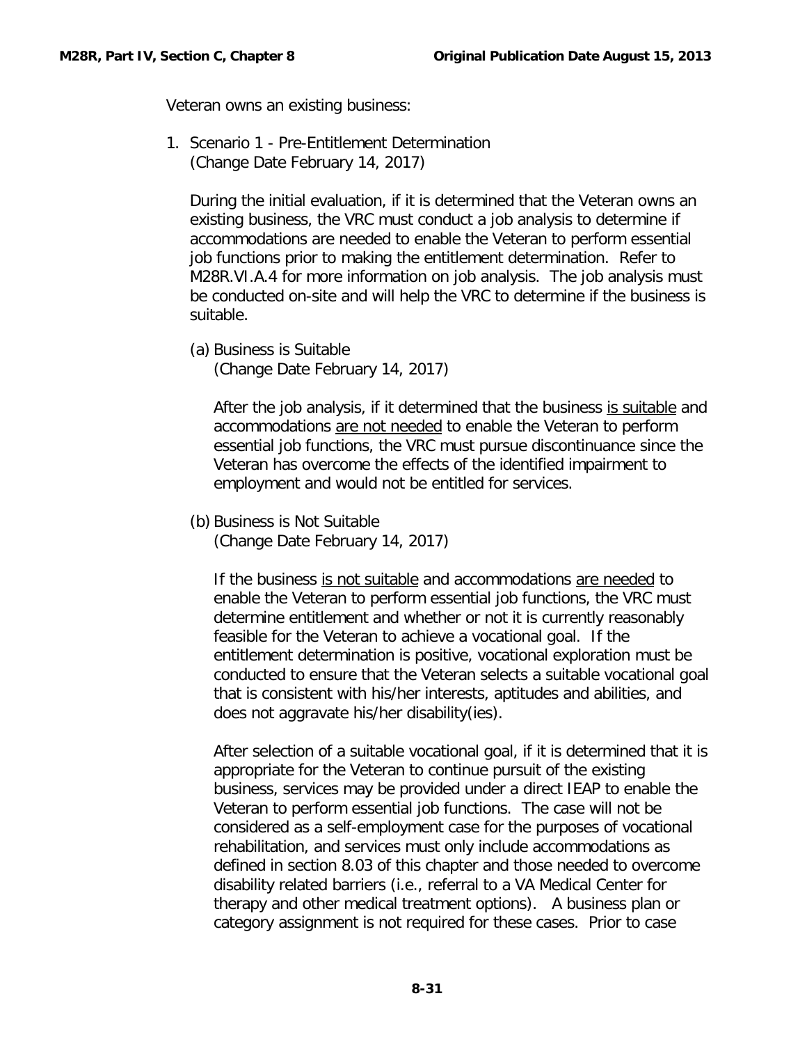Veteran owns an existing business:

1. Scenario 1 - Pre-Entitlement Determination
   (Change Date February 14, 2017)

   During the initial evaluation, if it is determined that the Veteran owns an existing business, the VRC must conduct a job analysis to determine if accommodations are needed to enable the Veteran to perform essential job functions prior to making the entitlement determination. Refer to M28R.VI.A.4 for more information on job analysis. The job analysis must be conducted on-site and will help the VRC to determine if the business is suitable.

   (a) Business is Suitable
   (Change Date February 14, 2017)

   After the job analysis, if it determined that the business <u>is suitable</u> and accommodations <u>are not needed</u> to enable the Veteran to perform essential job functions, the VRC must pursue discontinuance since the Veteran has overcome the effects of the identified impairment to employment and would not be entitled for services.

   (b) Business is Not Suitable
   (Change Date February 14, 2017)

   If the business <u>is not suitable</u> and accommodations <u>are needed</u> to enable the Veteran to perform essential job functions, the VRC must determine entitlement and whether or not it is currently reasonably feasible for the Veteran to achieve a vocational goal. If the entitlement determination is positive, vocational exploration must be conducted to ensure that the Veteran selects a suitable vocational goal that is consistent with his/her interests, aptitudes and abilities, and does not aggravate his/her disability(ies).

   After selection of a suitable vocational goal, if it is determined that it is appropriate for the Veteran to continue pursuit of the existing business, services may be provided under a direct IEAP to enable the Veteran to perform essential job functions. The case will not be considered as a self-employment case for the purposes of vocational rehabilitation, and services must only include accommodations as defined in section 8.03 of this chapter and those needed to overcome disability related barriers (i.e., referral to a VA Medical Center for therapy and other medical treatment options). A business plan or category assignment is not required for these cases. Prior to case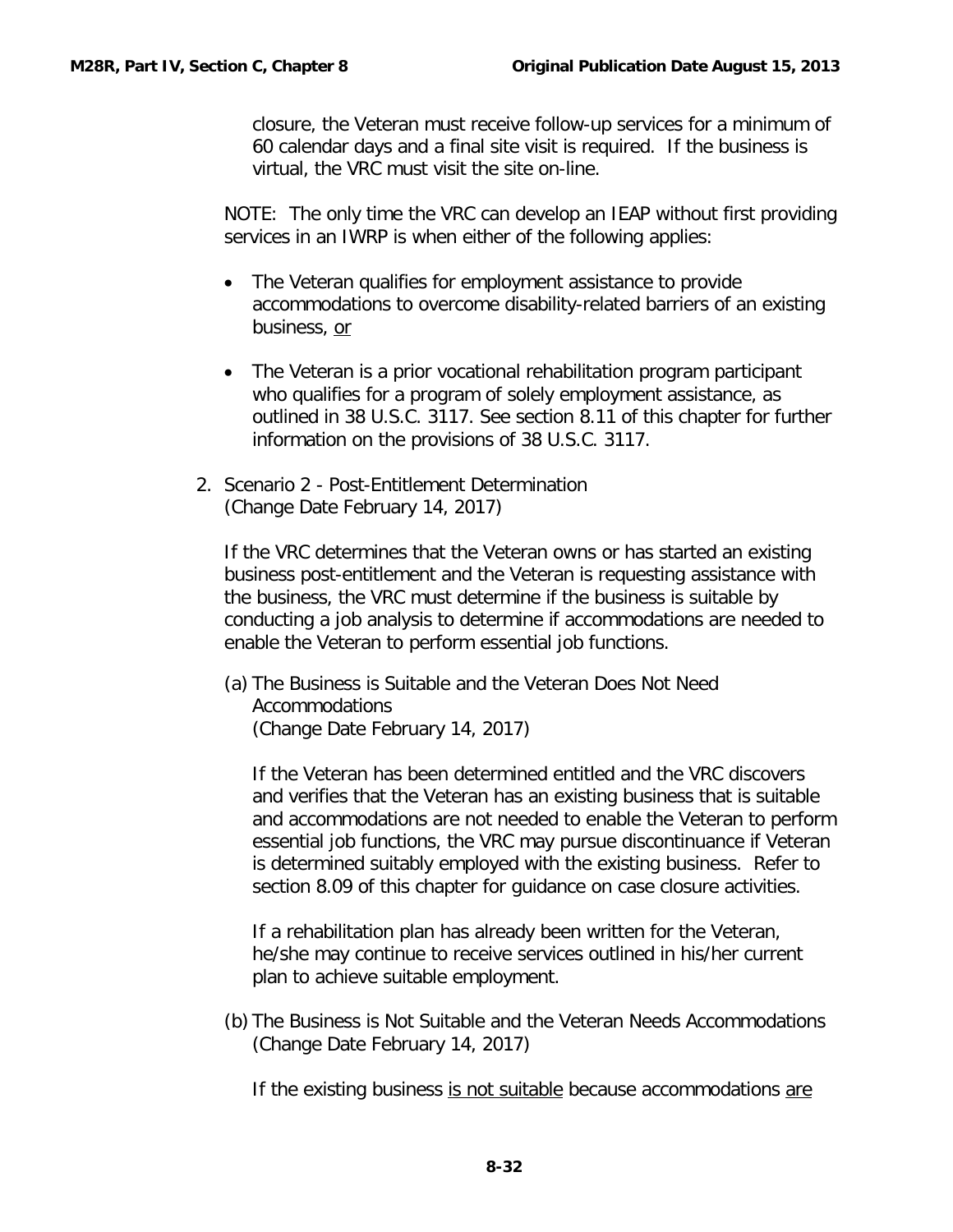closure, the Veteran must receive follow-up services for a minimum of 60 calendar days and a final site visit is required. If the business is virtual, the VRC must visit the site on-line.

NOTE: The only time the VRC can develop an IEAP without first providing services in an IWRP is when either of the following applies:

- The Veteran qualifies for employment assistance to provide accommodations to overcome disability-related barriers of an existing business, <u>or</u>
- The Veteran is a prior vocational rehabilitation program participant who qualifies for a program of solely employment assistance, as outlined in 38 U.S.C. 3117. See section 8.11 of this chapter for further information on the provisions of 38 U.S.C. 3117.

2. Scenario 2 - Post-Entitlement Determination
(Change Date February 14, 2017)

If the VRC determines that the Veteran owns or has started an existing business post-entitlement and the Veteran is requesting assistance with the business, the VRC must determine if the business is suitable by conducting a job analysis to determine if accommodations are needed to enable the Veteran to perform essential job functions.

(a) The Business is Suitable and the Veteran Does Not Need Accommodations
(Change Date February 14, 2017)

If the Veteran has been determined entitled and the VRC discovers and verifies that the Veteran has an existing business that is suitable and accommodations are not needed to enable the Veteran to perform essential job functions, the VRC may pursue discontinuance if Veteran is determined suitably employed with the existing business. Refer to section 8.09 of this chapter for guidance on case closure activities.

If a rehabilitation plan has already been written for the Veteran, he/she may continue to receive services outlined in his/her current plan to achieve suitable employment.

(b) The Business is Not Suitable and the Veteran Needs Accommodations
(Change Date February 14, 2017)

If the existing business <u>is not suitable</u> because accommodations <u>are</u>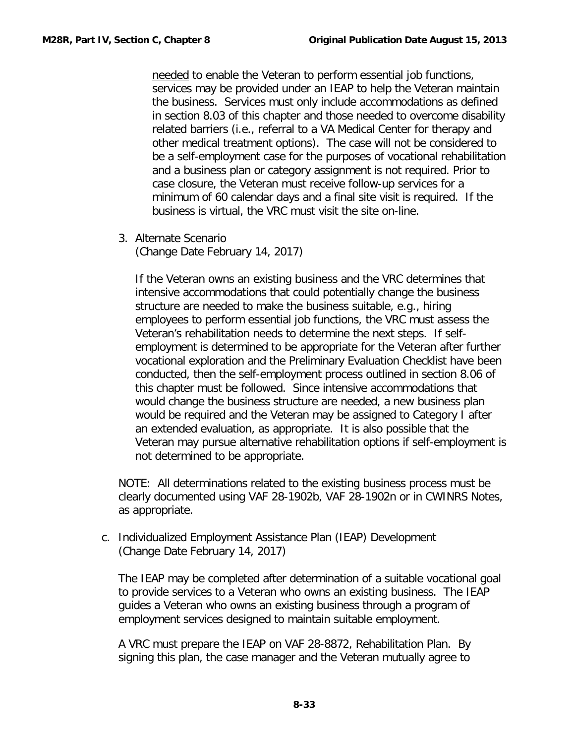needed to enable the Veteran to perform essential job functions, services may be provided under an IEAP to help the Veteran maintain the business. Services must only include accommodations as defined in section 8.03 of this chapter and those needed to overcome disability related barriers (i.e., referral to a VA Medical Center for therapy and other medical treatment options). The case will not be considered to be a self-employment case for the purposes of vocational rehabilitation and a business plan or category assignment is not required. Prior to case closure, the Veteran must receive follow-up services for a minimum of 60 calendar days and a final site visit is required. If the business is virtual, the VRC must visit the site on-line.

3. Alternate Scenario
   (Change Date February 14, 2017)

   If the Veteran owns an existing business and the VRC determines that intensive accommodations that could potentially change the business structure are needed to make the business suitable, e.g., hiring employees to perform essential job functions, the VRC must assess the Veteran's rehabilitation needs to determine the next steps. If self-employment is determined to be appropriate for the Veteran after further vocational exploration and the Preliminary Evaluation Checklist have been conducted, then the self-employment process outlined in section 8.06 of this chapter must be followed. Since intensive accommodations that would change the business structure are needed, a new business plan would be required and the Veteran may be assigned to Category I after an extended evaluation, as appropriate. It is also possible that the Veteran may pursue alternative rehabilitation options if self-employment is not determined to be appropriate.

NOTE: All determinations related to the existing business process must be clearly documented using VAF 28-1902b, VAF 28-1902n or in CWINRS Notes, as appropriate.

c. Individualized Employment Assistance Plan (IEAP) Development
   (Change Date February 14, 2017)

   The IEAP may be completed after determination of a suitable vocational goal to provide services to a Veteran who owns an existing business. The IEAP guides a Veteran who owns an existing business through a program of employment services designed to maintain suitable employment.

   A VRC must prepare the IEAP on VAF 28-8872, Rehabilitation Plan. By signing this plan, the case manager and the Veteran mutually agree to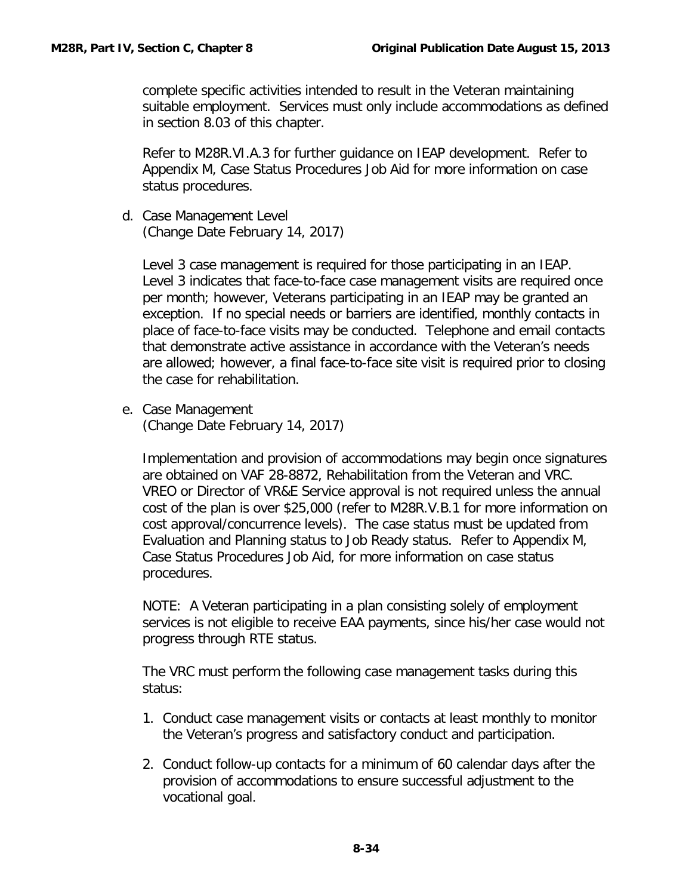complete specific activities intended to result in the Veteran maintaining suitable employment. Services must only include accommodations as defined in section 8.03 of this chapter.

Refer to M28R.VI.A.3 for further guidance on IEAP development. Refer to Appendix M, Case Status Procedures Job Aid for more information on case status procedures.

d. Case Management Level
(Change Date February 14, 2017)

Level 3 case management is required for those participating in an IEAP. Level 3 indicates that face-to-face case management visits are required once per month; however, Veterans participating in an IEAP may be granted an exception. If no special needs or barriers are identified, monthly contacts in place of face-to-face visits may be conducted. Telephone and email contacts that demonstrate active assistance in accordance with the Veteran's needs are allowed; however, a final face-to-face site visit is required prior to closing the case for rehabilitation.

e. Case Management
(Change Date February 14, 2017)

Implementation and provision of accommodations may begin once signatures are obtained on VAF 28-8872, Rehabilitation from the Veteran and VRC. VREO or Director of VR&E Service approval is not required unless the annual cost of the plan is over $25,000 (refer to M28R.V.B.1 for more information on cost approval/concurrence levels). The case status must be updated from Evaluation and Planning status to Job Ready status. Refer to Appendix M, Case Status Procedures Job Aid, for more information on case status procedures.

NOTE: A Veteran participating in a plan consisting solely of employment services is not eligible to receive EAA payments, since his/her case would not progress through RTE status.

The VRC must perform the following case management tasks during this status:

1. Conduct case management visits or contacts at least monthly to monitor the Veteran's progress and satisfactory conduct and participation.
2. Conduct follow-up contacts for a minimum of 60 calendar days after the provision of accommodations to ensure successful adjustment to the vocational goal.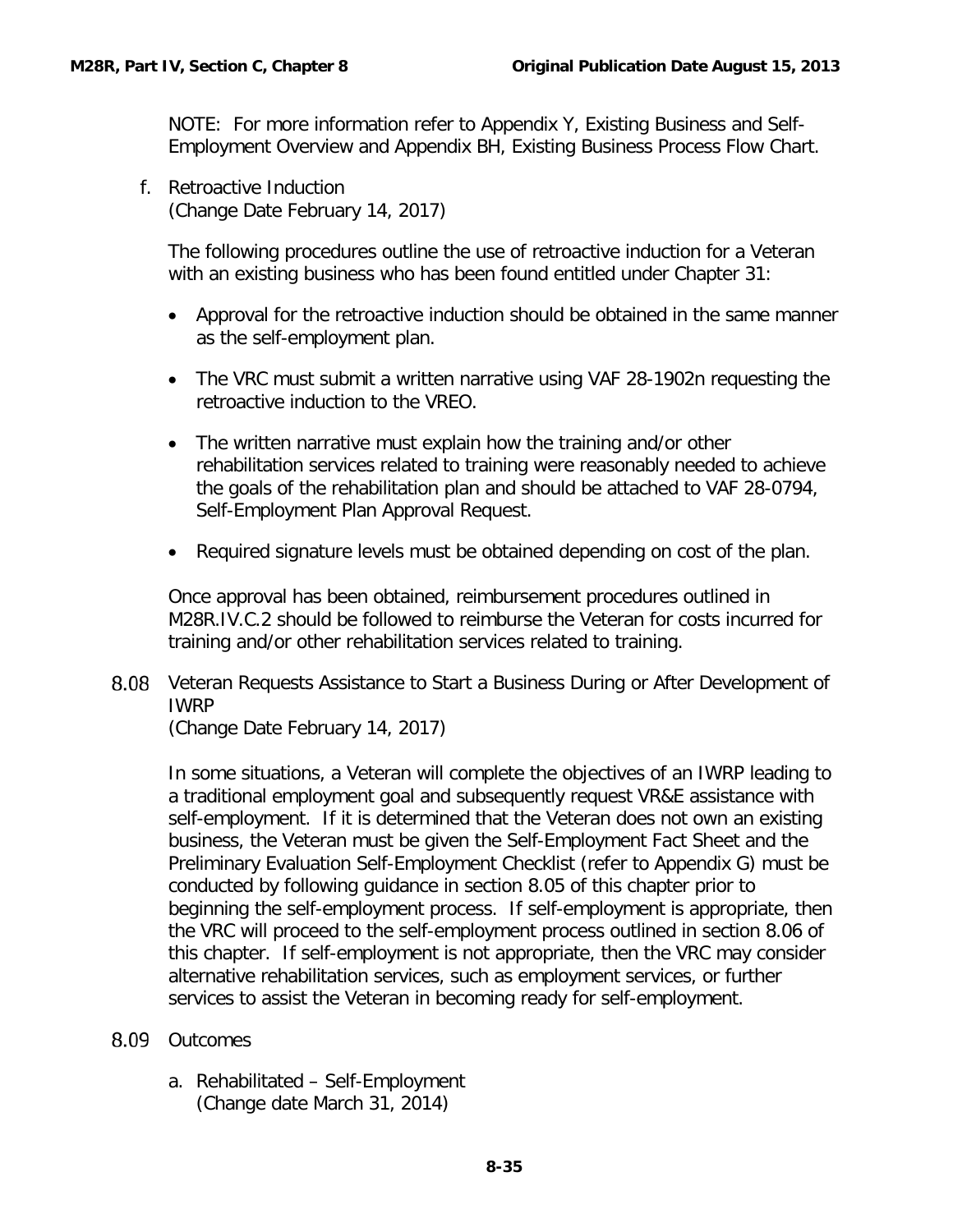NOTE: For more information refer to Appendix Y, Existing Business and Self-Employment Overview and Appendix BH, Existing Business Process Flow Chart.

f. Retroactive Induction
(Change Date February 14, 2017)

The following procedures outline the use of retroactive induction for a Veteran with an existing business who has been found entitled under Chapter 31:

- Approval for the retroactive induction should be obtained in the same manner as the self-employment plan.
- The VRC must submit a written narrative using VAF 28-1902n requesting the retroactive induction to the VREO.
- The written narrative must explain how the training and/or other rehabilitation services related to training were reasonably needed to achieve the goals of the rehabilitation plan and should be attached to VAF 28-0794, Self-Employment Plan Approval Request.
- Required signature levels must be obtained depending on cost of the plan.

Once approval has been obtained, reimbursement procedures outlined in M28R.IV.C.2 should be followed to reimburse the Veteran for costs incurred for training and/or other rehabilitation services related to training.

## 8.08 Veteran Requests Assistance to Start a Business During or After Development of IWRP
(Change Date February 14, 2017)

In some situations, a Veteran will complete the objectives of an IWRP leading to a traditional employment goal and subsequently request VR&E assistance with self-employment. If it is determined that the Veteran does not own an existing business, the Veteran must be given the Self-Employment Fact Sheet and the Preliminary Evaluation Self-Employment Checklist (refer to Appendix G) must be conducted by following guidance in section 8.05 of this chapter prior to beginning the self-employment process. If self-employment is appropriate, then the VRC will proceed to the self-employment process outlined in section 8.06 of this chapter. If self-employment is not appropriate, then the VRC may consider alternative rehabilitation services, such as employment services, or further services to assist the Veteran in becoming ready for self-employment.

## 8.09 Outcomes

a. Rehabilitated – Self-Employment
(Change date March 31, 2014)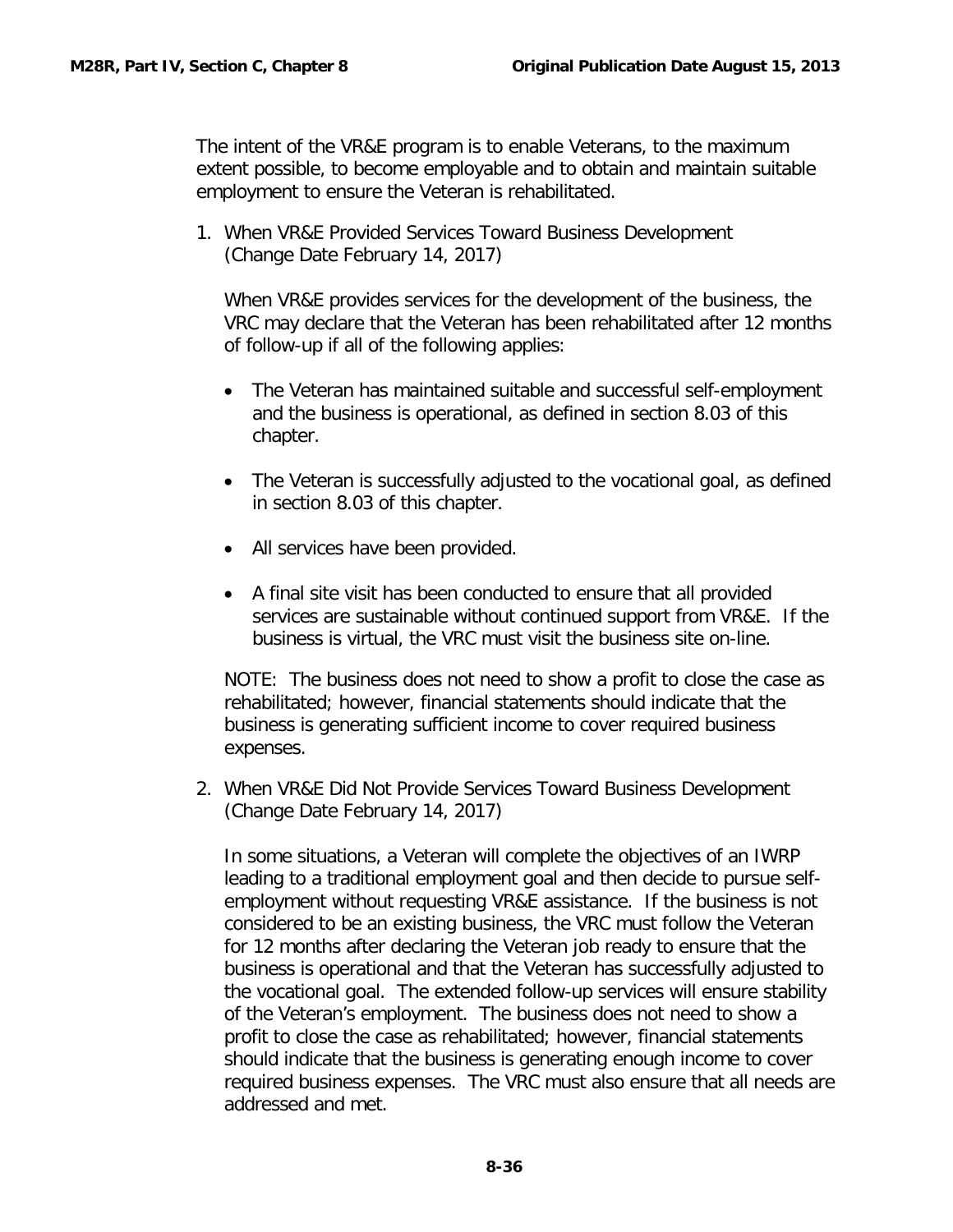The intent of the VR&E program is to enable Veterans, to the maximum extent possible, to become employable and to obtain and maintain suitable employment to ensure the Veteran is rehabilitated.

1. When VR&E Provided Services Toward Business Development (Change Date February 14, 2017)

   When VR&E provides services for the development of the business, the VRC may declare that the Veteran has been rehabilitated after 12 months of follow-up if all of the following applies:

   - The Veteran has maintained suitable and successful self-employment and the business is operational, as defined in section 8.03 of this chapter.
   - The Veteran is successfully adjusted to the vocational goal, as defined in section 8.03 of this chapter.
   - All services have been provided.
   - A final site visit has been conducted to ensure that all provided services are sustainable without continued support from VR&E. If the business is virtual, the VRC must visit the business site on-line.

   NOTE: The business does not need to show a profit to close the case as rehabilitated; however, financial statements should indicate that the business is generating sufficient income to cover required business expenses.

2. When VR&E Did Not Provide Services Toward Business Development (Change Date February 14, 2017)

   In some situations, a Veteran will complete the objectives of an IWRP leading to a traditional employment goal and then decide to pursue self-employment without requesting VR&E assistance. If the business is not considered to be an existing business, the VRC must follow the Veteran for 12 months after declaring the Veteran job ready to ensure that the business is operational and that the Veteran has successfully adjusted to the vocational goal. The extended follow-up services will ensure stability of the Veteran's employment. The business does not need to show a profit to close the case as rehabilitated; however, financial statements should indicate that the business is generating enough income to cover required business expenses. The VRC must also ensure that all needs are addressed and met.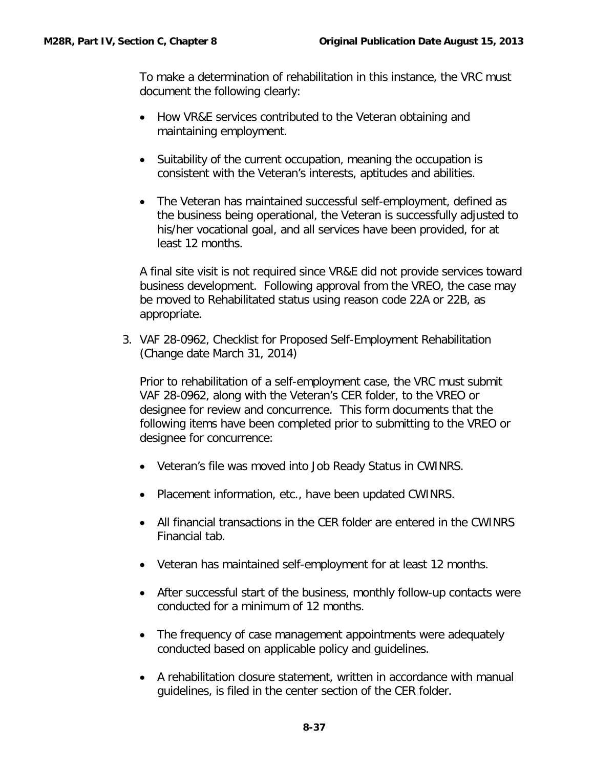To make a determination of rehabilitation in this instance, the VRC must document the following clearly:

- How VR&E services contributed to the Veteran obtaining and maintaining employment.
- Suitability of the current occupation, meaning the occupation is consistent with the Veteran's interests, aptitudes and abilities.
- The Veteran has maintained successful self-employment, defined as the business being operational, the Veteran is successfully adjusted to his/her vocational goal, and all services have been provided, for at least 12 months.

A final site visit is not required since VR&E did not provide services toward business development. Following approval from the VREO, the case may be moved to Rehabilitated status using reason code 22A or 22B, as appropriate.

3. VAF 28-0962, Checklist for Proposed Self-Employment Rehabilitation (Change date March 31, 2014)

   Prior to rehabilitation of a self-employment case, the VRC must submit VAF 28-0962, along with the Veteran's CER folder, to the VREO or designee for review and concurrence. This form documents that the following items have been completed prior to submitting to the VREO or designee for concurrence:

   - Veteran's file was moved into Job Ready Status in CWINRS.
   - Placement information, etc., have been updated CWINRS.
   - All financial transactions in the CER folder are entered in the CWINRS Financial tab.
   - Veteran has maintained self-employment for at least 12 months.
   - After successful start of the business, monthly follow-up contacts were conducted for a minimum of 12 months.
   - The frequency of case management appointments were adequately conducted based on applicable policy and guidelines.
   - A rehabilitation closure statement, written in accordance with manual guidelines, is filed in the center section of the CER folder.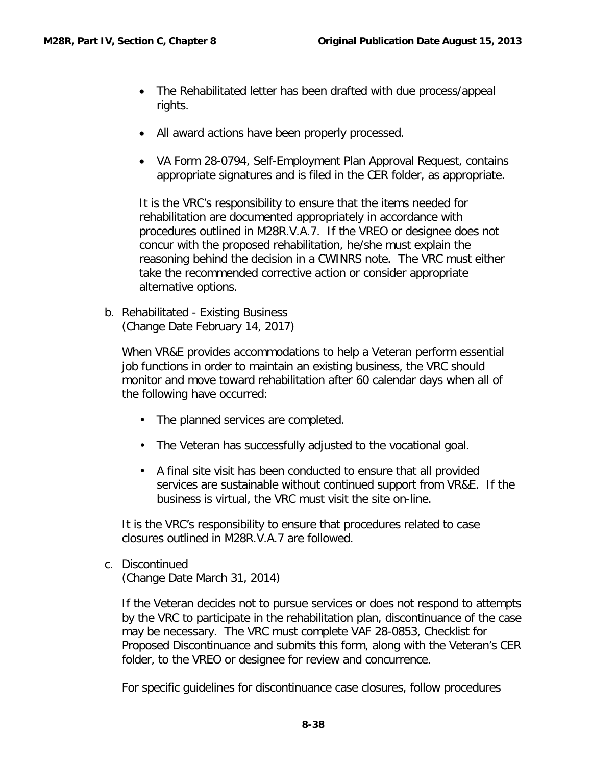- The Rehabilitated letter has been drafted with due process/appeal rights.

- All award actions have been properly processed.

- VA Form 28-0794, Self-Employment Plan Approval Request, contains appropriate signatures and is filed in the CER folder, as appropriate.

It is the VRC's responsibility to ensure that the items needed for rehabilitation are documented appropriately in accordance with procedures outlined in M28R.V.A.7. If the VREO or designee does not concur with the proposed rehabilitation, he/she must explain the reasoning behind the decision in a CWINRS note. The VRC must either take the recommended corrective action or consider appropriate alternative options.

b. Rehabilitated - Existing Business
(Change Date February 14, 2017)

When VR&E provides accommodations to help a Veteran perform essential job functions in order to maintain an existing business, the VRC should monitor and move toward rehabilitation after 60 calendar days when all of the following have occurred:

- The planned services are completed.

- The Veteran has successfully adjusted to the vocational goal.

- A final site visit has been conducted to ensure that all provided services are sustainable without continued support from VR&E. If the business is virtual, the VRC must visit the site on-line.

It is the VRC's responsibility to ensure that procedures related to case closures outlined in M28R.V.A.7 are followed.

c. Discontinued
(Change Date March 31, 2014)

If the Veteran decides not to pursue services or does not respond to attempts by the VRC to participate in the rehabilitation plan, discontinuance of the case may be necessary. The VRC must complete VAF 28-0853, Checklist for Proposed Discontinuance and submits this form, along with the Veteran's CER folder, to the VREO or designee for review and concurrence.

For specific guidelines for discontinuance case closures, follow procedures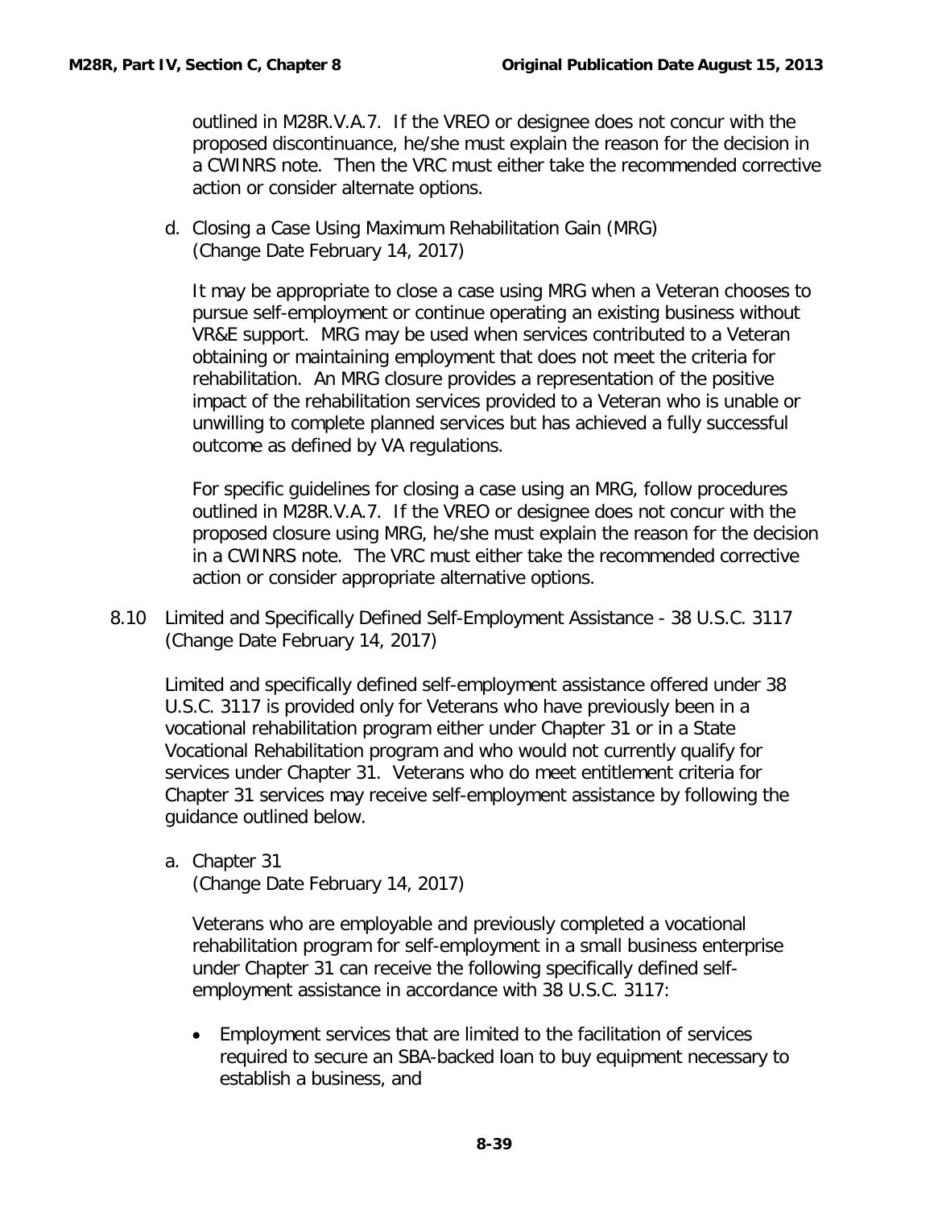outlined in M28R.V.A.7. If the VREO or designee does not concur with the proposed discontinuance, he/she must explain the reason for the decision in a CWINRS note. Then the VRC must either take the recommended corrective action or consider alternate options.

d. Closing a Case Using Maximum Rehabilitation Gain (MRG)
(Change Date February 14, 2017)

It may be appropriate to close a case using MRG when a Veteran chooses to pursue self-employment or continue operating an existing business without VR&E support. MRG may be used when services contributed to a Veteran obtaining or maintaining employment that does not meet the criteria for rehabilitation. An MRG closure provides a representation of the positive impact of the rehabilitation services provided to a Veteran who is unable or unwilling to complete planned services but has achieved a fully successful outcome as defined by VA regulations.

For specific guidelines for closing a case using an MRG, follow procedures outlined in M28R.V.A.7. If the VREO or designee does not concur with the proposed closure using MRG, he/she must explain the reason for the decision in a CWINRS note. The VRC must either take the recommended corrective action or consider appropriate alternative options.

## 8.10 Limited and Specifically Defined Self-Employment Assistance - 38 U.S.C. 3117
(Change Date February 14, 2017)

Limited and specifically defined self-employment assistance offered under 38 U.S.C. 3117 is provided only for Veterans who have previously been in a vocational rehabilitation program either under Chapter 31 or in a State Vocational Rehabilitation program and who would not currently qualify for services under Chapter 31. Veterans who do meet entitlement criteria for Chapter 31 services may receive self-employment assistance by following the guidance outlined below.

a. Chapter 31
(Change Date February 14, 2017)

Veterans who are employable and previously completed a vocational rehabilitation program for self-employment in a small business enterprise under Chapter 31 can receive the following specifically defined self-employment assistance in accordance with 38 U.S.C. 3117:

- Employment services that are limited to the facilitation of services required to secure an SBA-backed loan to buy equipment necessary to establish a business, and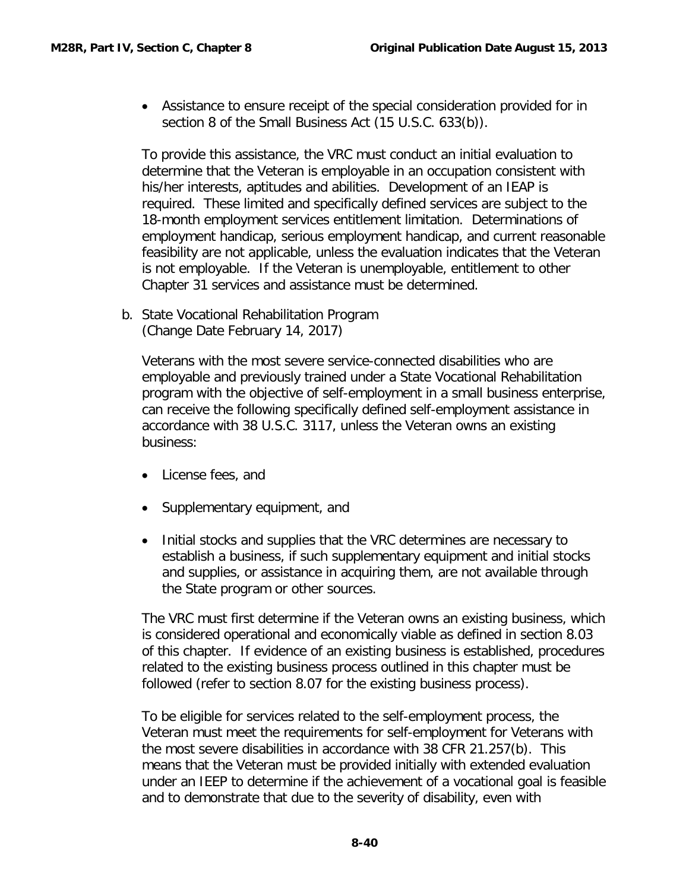- Assistance to ensure receipt of the special consideration provided for in section 8 of the Small Business Act (15 U.S.C. 633(b)).

To provide this assistance, the VRC must conduct an initial evaluation to determine that the Veteran is employable in an occupation consistent with his/her interests, aptitudes and abilities. Development of an IEAP is required. These limited and specifically defined services are subject to the 18-month employment services entitlement limitation. Determinations of employment handicap, serious employment handicap, and current reasonable feasibility are not applicable, unless the evaluation indicates that the Veteran is not employable. If the Veteran is unemployable, entitlement to other Chapter 31 services and assistance must be determined.

b. State Vocational Rehabilitation Program
(Change Date February 14, 2017)

Veterans with the most severe service-connected disabilities who are employable and previously trained under a State Vocational Rehabilitation program with the objective of self-employment in a small business enterprise, can receive the following specifically defined self-employment assistance in accordance with 38 U.S.C. 3117, unless the Veteran owns an existing business:

- License fees, and
- Supplementary equipment, and
- Initial stocks and supplies that the VRC determines are necessary to establish a business, if such supplementary equipment and initial stocks and supplies, or assistance in acquiring them, are not available through the State program or other sources.

The VRC must first determine if the Veteran owns an existing business, which is considered operational and economically viable as defined in section 8.03 of this chapter. If evidence of an existing business is established, procedures related to the existing business process outlined in this chapter must be followed (refer to section 8.07 for the existing business process).

To be eligible for services related to the self-employment process, the Veteran must meet the requirements for self-employment for Veterans with the most severe disabilities in accordance with 38 CFR 21.257(b). This means that the Veteran must be provided initially with extended evaluation under an IEEP to determine if the achievement of a vocational goal is feasible and to demonstrate that due to the severity of disability, even with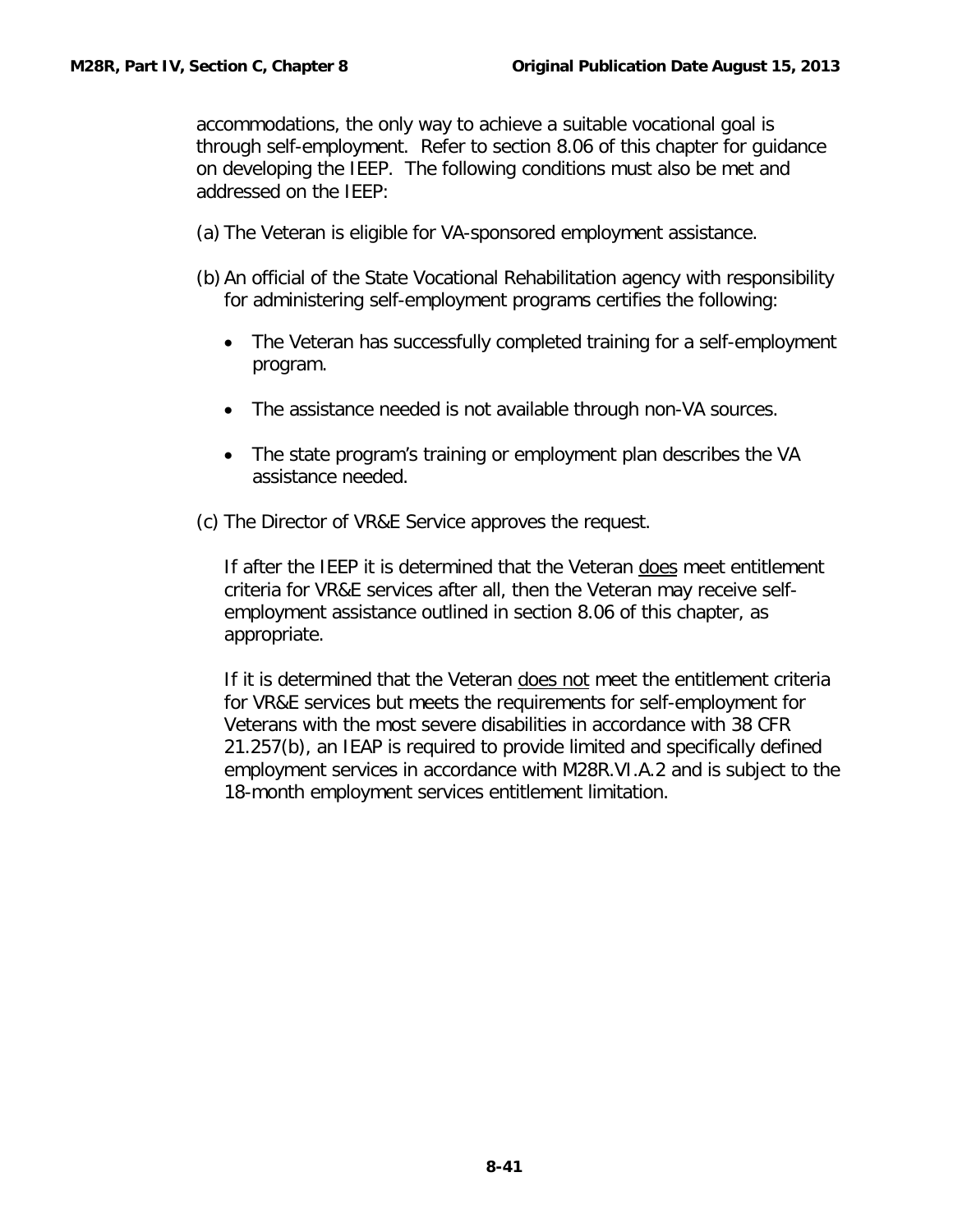accommodations, the only way to achieve a suitable vocational goal is through self-employment. Refer to section 8.06 of this chapter for guidance on developing the IEEP. The following conditions must also be met and addressed on the IEEP:

(a) The Veteran is eligible for VA-sponsored employment assistance.

(b) An official of the State Vocational Rehabilitation agency with responsibility for administering self-employment programs certifies the following:

- The Veteran has successfully completed training for a self-employment program.
- The assistance needed is not available through non-VA sources.
- The state program's training or employment plan describes the VA assistance needed.

(c) The Director of VR&E Service approves the request.

If after the IEEP it is determined that the Veteran <u>does</u> meet entitlement criteria for VR&E services after all, then the Veteran may receive self-employment assistance outlined in section 8.06 of this chapter, as appropriate.

If it is determined that the Veteran <u>does not</u> meet the entitlement criteria for VR&E services but meets the requirements for self-employment for Veterans with the most severe disabilities in accordance with 38 CFR 21.257(b), an IEAP is required to provide limited and specifically defined employment services in accordance with M28R.VI.A.2 and is subject to the 18-month employment services entitlement limitation.